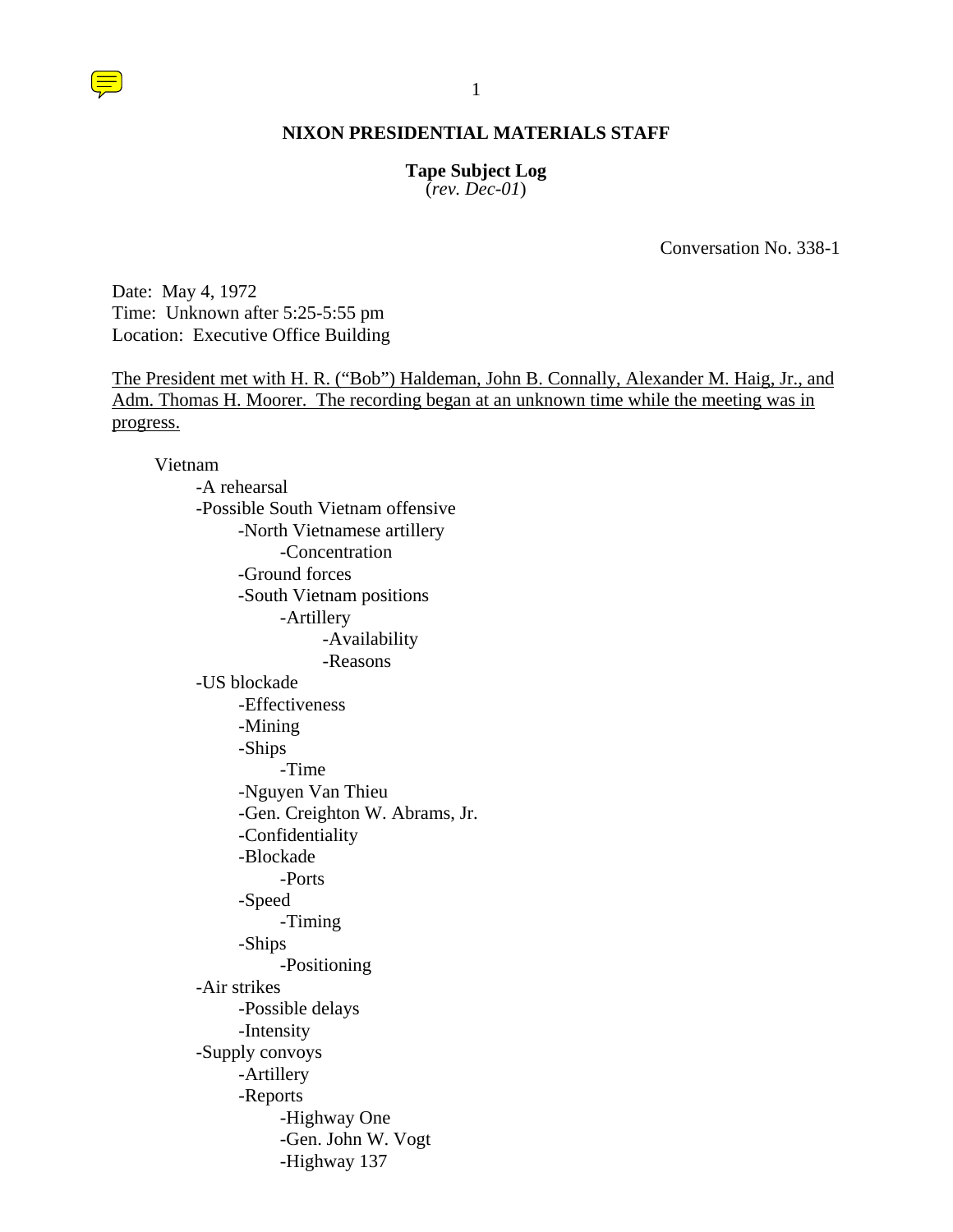# NIXON PRESIDENTIAL MATERIALS STAFF

**Tape Subject Log**
(*rev. Dec-01*)

Conversation No. 338-1

Date: May 4, 1972
Time: Unknown after 5:25-5:55 pm
Location: Executive Office Building

<u>The President met with H. R. ("Bob") Haldeman, John B. Connally, Alexander M. Haig, Jr., and Adm. Thomas H. Moorer. The recording began at an unknown time while the meeting was in progress.</u>

- Vietnam
  - -A rehearsal
  - -Possible South Vietnam offensive
    - -North Vietnamese artillery
      - -Concentration
    - -Ground forces
    - -South Vietnam positions
      - -Artillery
        - -Availability
        - -Reasons
  - -US blockade
    - -Effectiveness
    - -Mining
    - -Ships
      - -Time
    - -Nguyen Van Thieu
    - -Gen. Creighton W. Abrams, Jr.
    - -Confidentiality
    - -Blockade
      - -Ports
    - -Speed
      - -Timing
    - -Ships
      - -Positioning
  - -Air strikes
    - -Possible delays
    - -Intensity
  - -Supply convoys
    - -Artillery
    - -Reports
      - -Highway One
      - -Gen. John W. Vogt
      - -Highway 137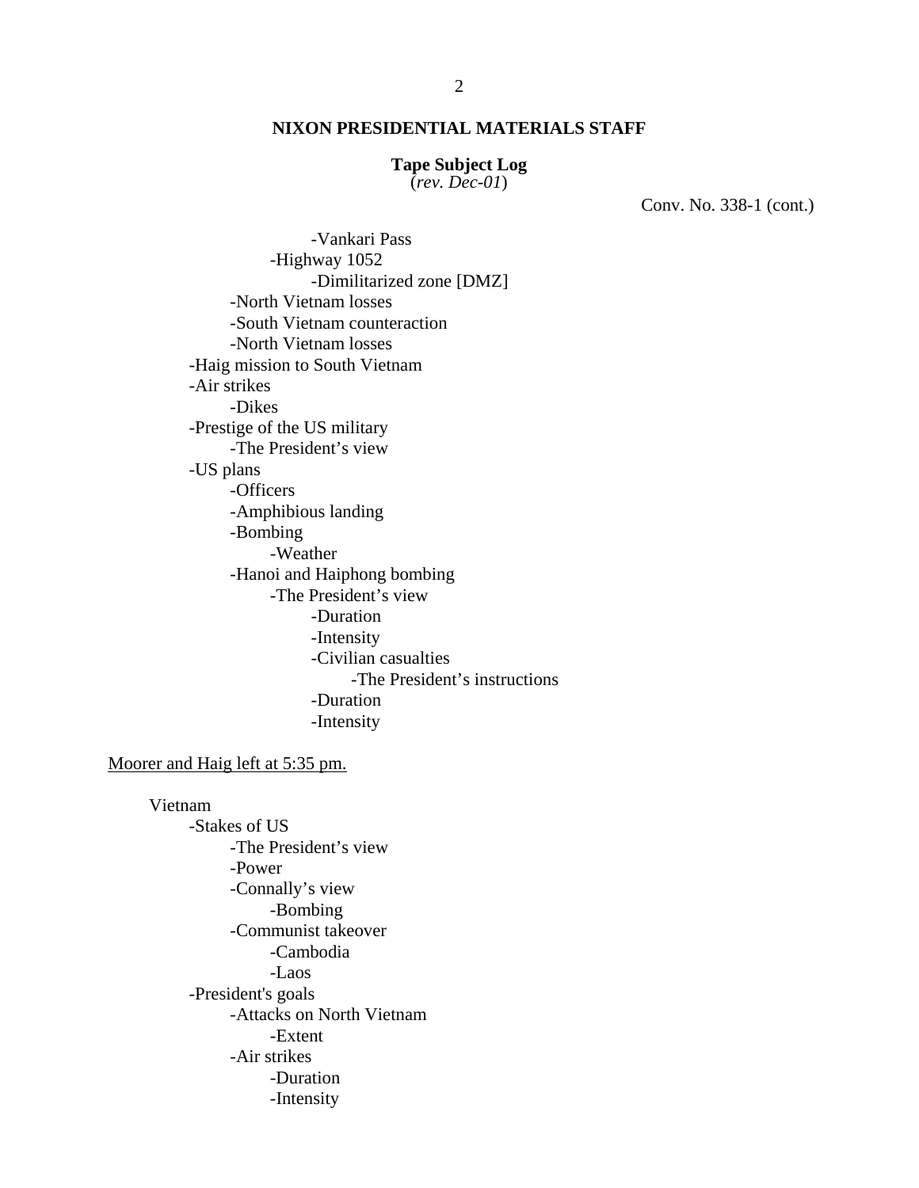**NIXON PRESIDENTIAL MATERIALS STAFF**

**Tape Subject Log**
(*rev. Dec-01*)

Conv. No. 338-1 (cont.)

- -Vankari Pass
  - -Highway 1052
    - -Dimilitarized zone [DMZ]
  - -North Vietnam losses
  - -South Vietnam counteraction
  - -North Vietnam losses
- -Haig mission to South Vietnam
- -Air strikes
  - -Dikes
- -Prestige of the US military
  - -The President's view
- -US plans
  - -Officers
  - -Amphibious landing
  - -Bombing
    - -Weather
  - -Hanoi and Haiphong bombing
    - -The President's view
      - -Duration
      - -Intensity
      - -Civilian casualties
        - -The President's instructions
      - -Duration
      - -Intensity

Moorer and Haig left at 5:35 pm.

Vietnam
- -Stakes of US
  - -The President's view
  - -Power
  - -Connally's view
    - -Bombing
  - -Communist takeover
    - -Cambodia
    - -Laos
- -President's goals
  - -Attacks on North Vietnam
    - -Extent
  - -Air strikes
    - -Duration
    - -Intensity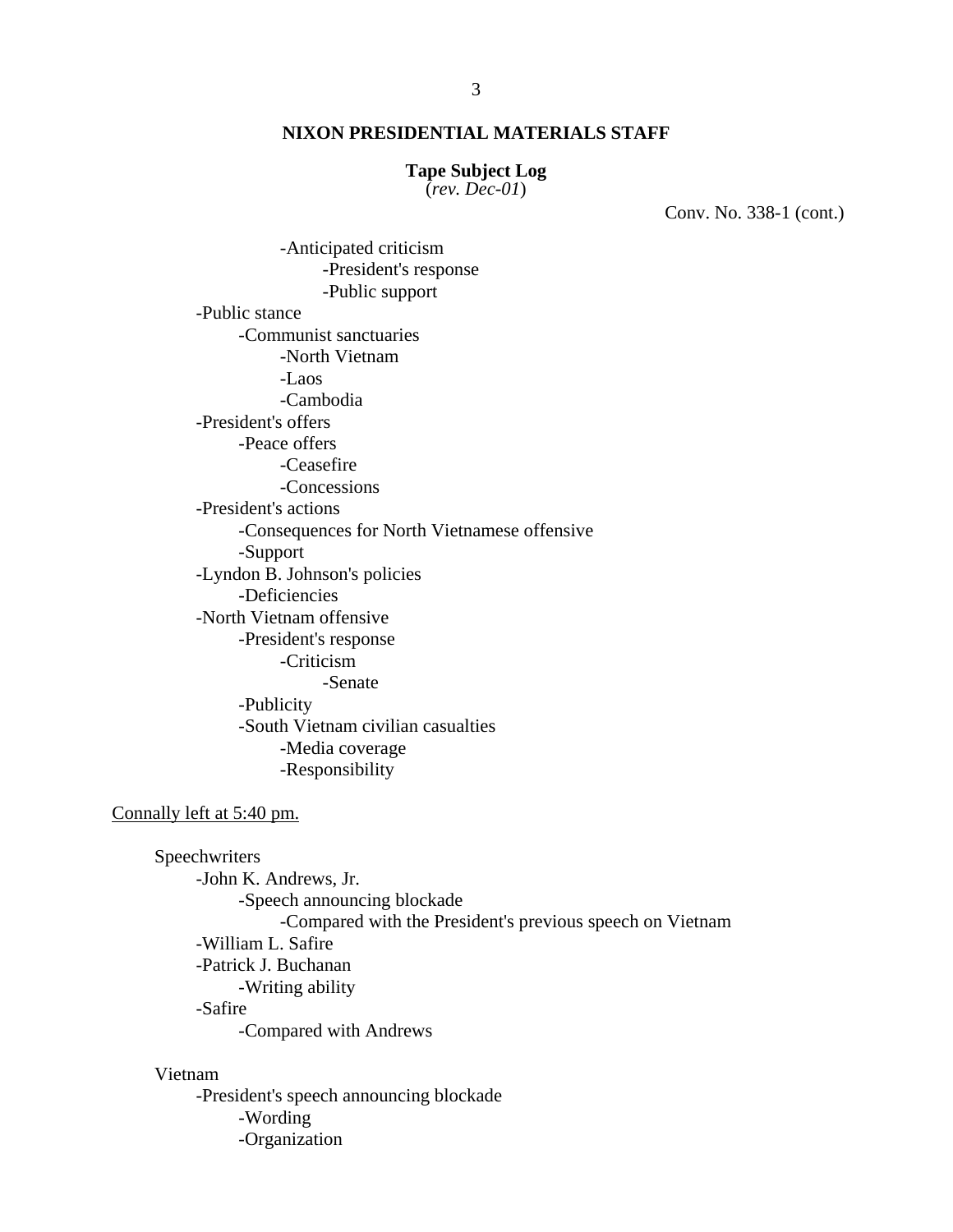**NIXON PRESIDENTIAL MATERIALS STAFF**

**Tape Subject Log**
(*rev. Dec-01*)

Conv. No. 338-1 (cont.)

- -Anticipated criticism
    - -President's response
    - -Public support
- -Public stance
    - -Communist sanctuaries
        - -North Vietnam
        - -Laos
        - -Cambodia
- -President's offers
    - -Peace offers
        - -Ceasefire
        - -Concessions
- -President's actions
    - -Consequences for North Vietnamese offensive
    - -Support
- -Lyndon B. Johnson's policies
    - -Deficiencies
- -North Vietnam offensive
    - -President's response
        - -Criticism
            - -Senate
    - -Publicity
    - -South Vietnam civilian casualties
        - -Media coverage
        - -Responsibility

<u>Connally left at 5:40 pm.</u>

Speechwriters
- -John K. Andrews, Jr.
    - -Speech announcing blockade
        - -Compared with the President's previous speech on Vietnam
- -William L. Safire
- -Patrick J. Buchanan
    - -Writing ability
- -Safire
    - -Compared with Andrews

Vietnam
- -President's speech announcing blockade
    - -Wording
    - -Organization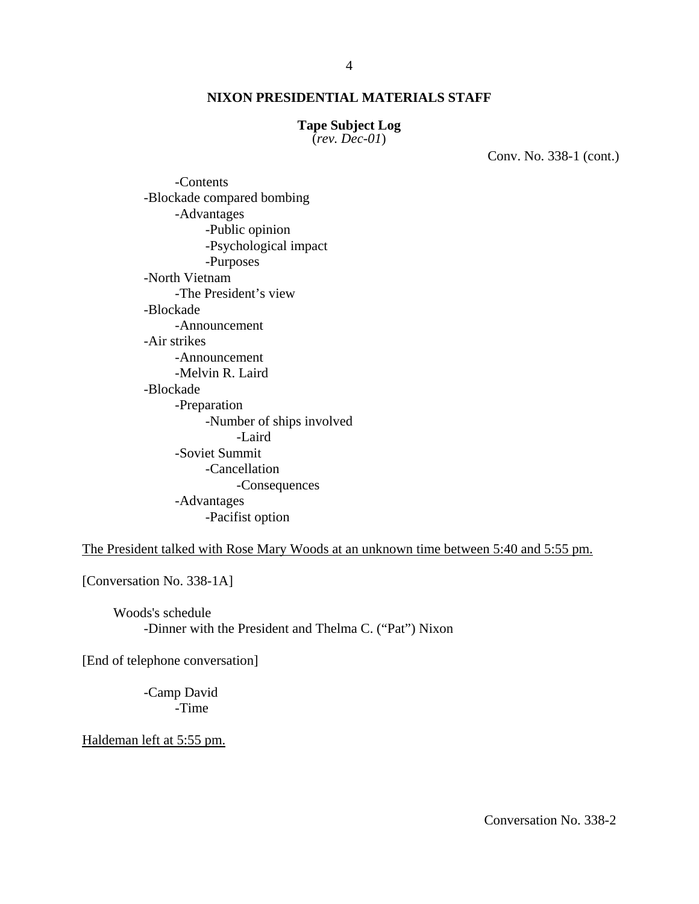# NIXON PRESIDENTIAL MATERIALS STAFF

**Tape Subject Log**
(*rev. Dec-01*)

Conv. No. 338-1 (cont.)

- -Contents
- -Blockade compared bombing
  - -Advantages
    - -Public opinion
    - -Psychological impact
    - -Purposes
- -North Vietnam
  - -The President's view
- -Blockade
  - -Announcement
- -Air strikes
  - -Announcement
  - -Melvin R. Laird
- -Blockade
  - -Preparation
    - -Number of ships involved
      - -Laird
  - -Soviet Summit
    - -Cancellation
      - -Consequences
  - -Advantages
    - -Pacifist option

<u>The President talked with Rose Mary Woods at an unknown time between 5:40 and 5:55 pm.</u>

[Conversation No. 338-1A]

Woods's schedule
- -Dinner with the President and Thelma C. ("Pat") Nixon

[End of telephone conversation]

- -Camp David
  - -Time

<u>Haldeman left at 5:55 pm.</u>

Conversation No. 338-2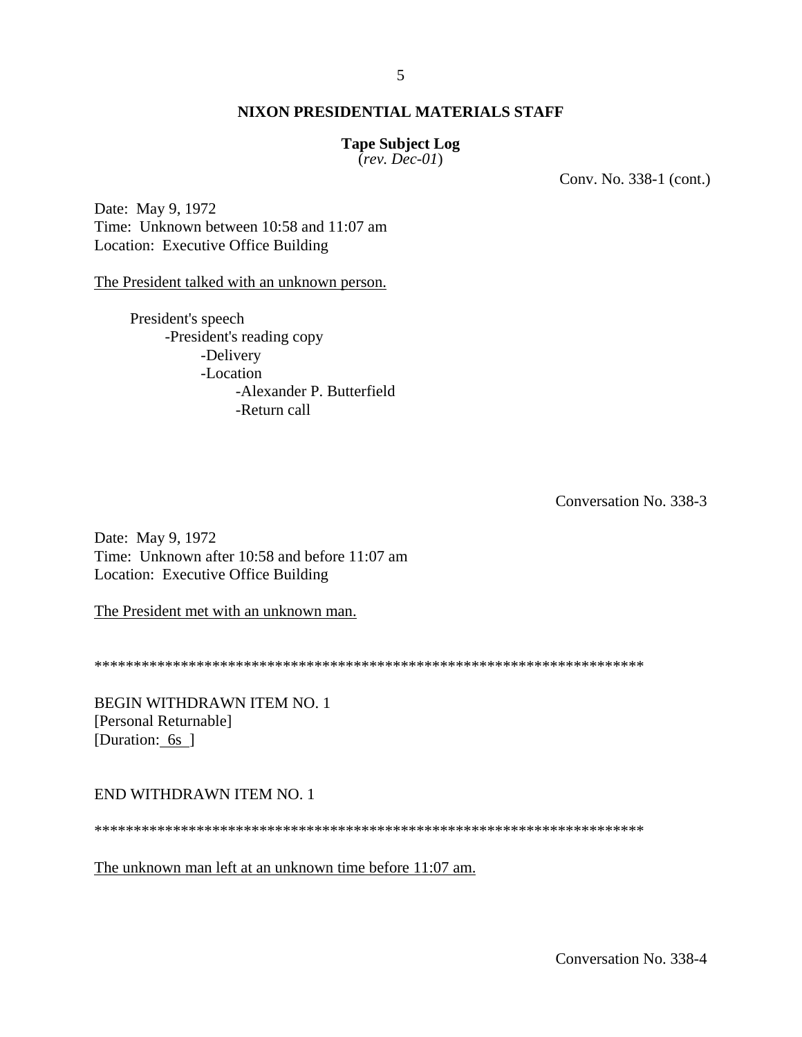**NIXON PRESIDENTIAL MATERIALS STAFF**

**Tape Subject Log**
(*rev. Dec-01*)

Conv. No. 338-1 (cont.)

Date: May 9, 1972
Time: Unknown between 10:58 and 11:07 am
Location: Executive Office Building

The President talked with an unknown person.

- President's speech
  - -President's reading copy
    - -Delivery
    - -Location
      - -Alexander P. Butterfield
      - -Return call

Conversation No. 338-3

Date: May 9, 1972
Time: Unknown after 10:58 and before 11:07 am
Location: Executive Office Building

The President met with an unknown man.

************************************************************************

BEGIN WITHDRAWN ITEM NO. 1
[Personal Returnable]
[Duration: 6s ]

END WITHDRAWN ITEM NO. 1

************************************************************************

The unknown man left at an unknown time before 11:07 am.

Conversation No. 338-4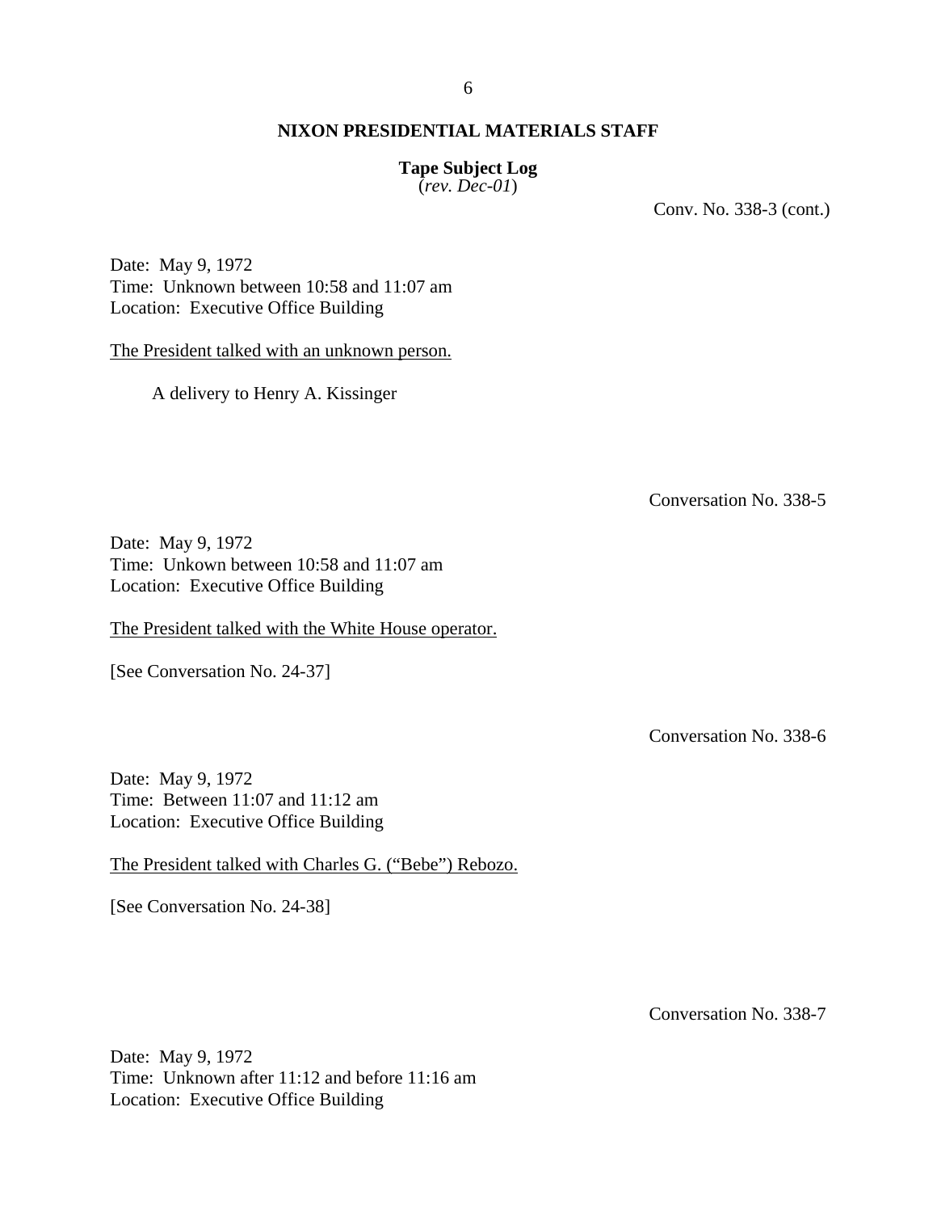**NIXON PRESIDENTIAL MATERIALS STAFF**

**Tape Subject Log**
(*rev. Dec-01*)

Conv. No. 338-3 (cont.)

Date: May 9, 1972
Time: Unknown between 10:58 and 11:07 am
Location: Executive Office Building

The President talked with an unknown person.

A delivery to Henry A. Kissinger

Conversation No. 338-5

Date: May 9, 1972
Time: Unkown between 10:58 and 11:07 am
Location: Executive Office Building

The President talked with the White House operator.

[See Conversation No. 24-37]

Conversation No. 338-6

Date: May 9, 1972
Time: Between 11:07 and 11:12 am
Location: Executive Office Building

The President talked with Charles G. ("Bebe") Rebozo.

[See Conversation No. 24-38]

Conversation No. 338-7

Date: May 9, 1972
Time: Unknown after 11:12 and before 11:16 am
Location: Executive Office Building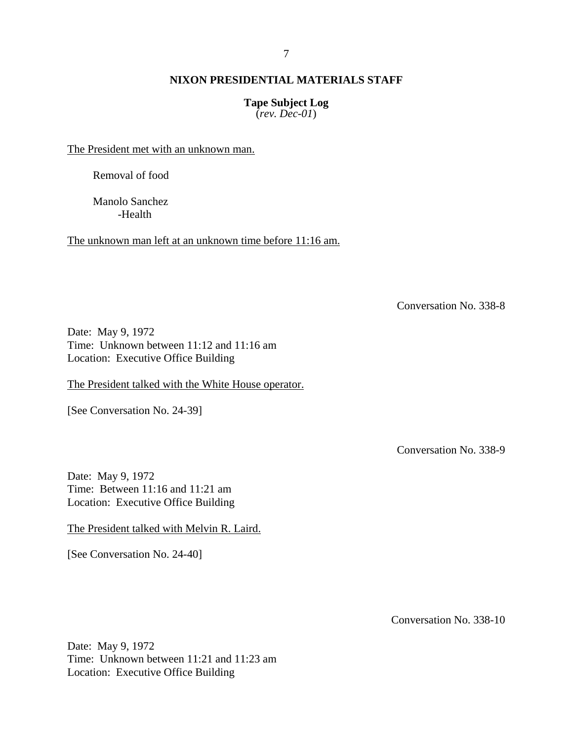<u>The President met with an unknown man.</u>

Removal of food

Manolo Sanchez
-Health

<u>The unknown man left at an unknown time before 11:16 am.</u>

Conversation No. 338-8

Date: May 9, 1972
Time: Unknown between 11:12 and 11:16 am
Location: Executive Office Building

<u>The President talked with the White House operator.</u>

[See Conversation No. 24-39]

Conversation No. 338-9

Date: May 9, 1972
Time: Between 11:16 and 11:21 am
Location: Executive Office Building

<u>The President talked with Melvin R. Laird.</u>

[See Conversation No. 24-40]

Conversation No. 338-10

Date: May 9, 1972
Time: Unknown between 11:21 and 11:23 am
Location: Executive Office Building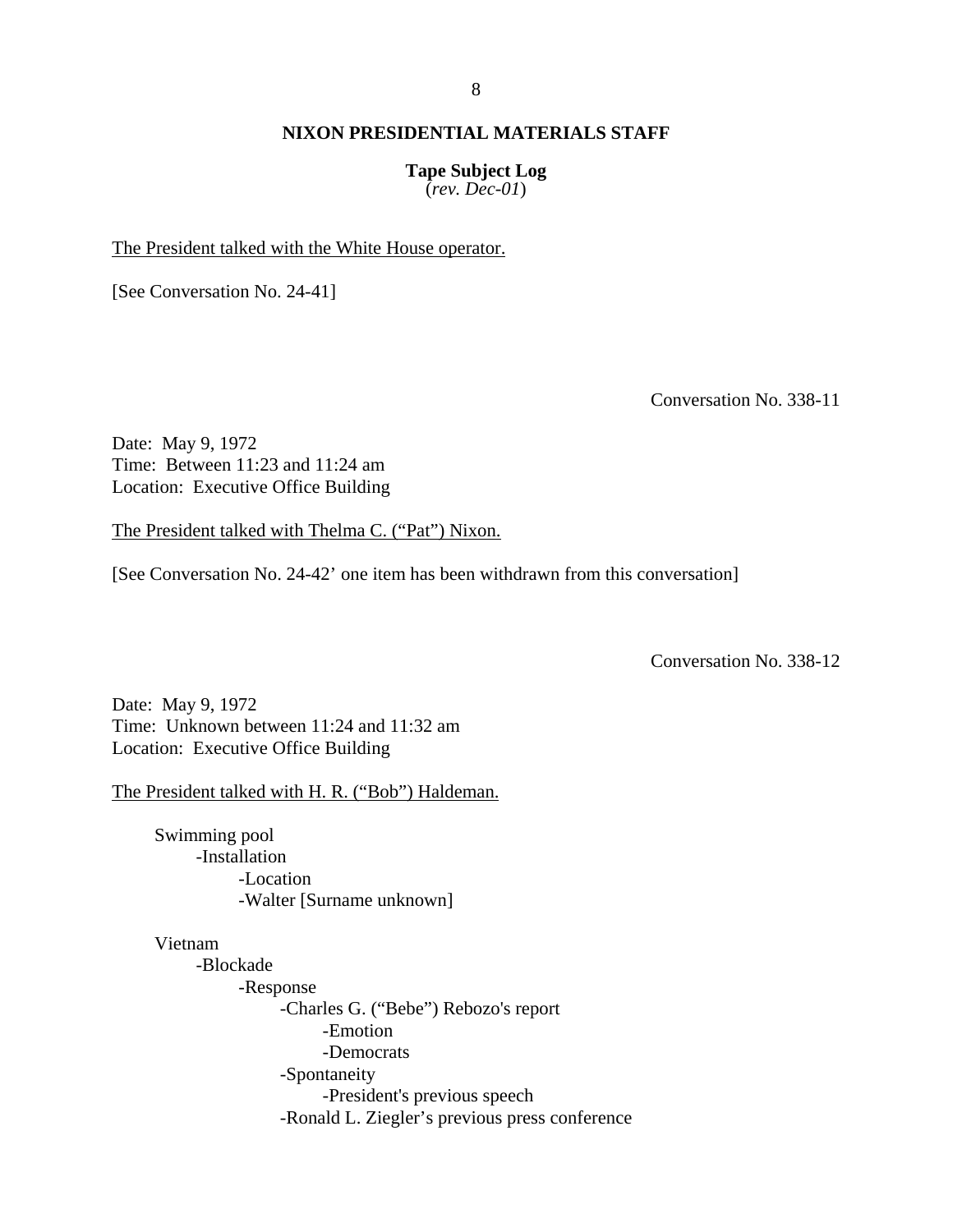**NIXON PRESIDENTIAL MATERIALS STAFF**

**Tape Subject Log**
(*rev. Dec-01*)

The President talked with the White House operator.

[See Conversation No. 24-41]

Conversation No. 338-11

Date: May 9, 1972
Time: Between 11:23 and 11:24 am
Location: Executive Office Building

The President talked with Thelma C. ("Pat") Nixon.

[See Conversation No. 24-42' one item has been withdrawn from this conversation]

Conversation No. 338-12

Date: May 9, 1972
Time: Unknown between 11:24 and 11:32 am
Location: Executive Office Building

The President talked with H. R. ("Bob") Haldeman.

- Swimming pool
  - -Installation
    - -Location
    - -Walter [Surname unknown]

- Vietnam
  - -Blockade
    - -Response
      - -Charles G. ("Bebe") Rebozo's report
        - -Emotion
        - -Democrats
      - -Spontaneity
        - -President's previous speech
      - -Ronald L. Ziegler's previous press conference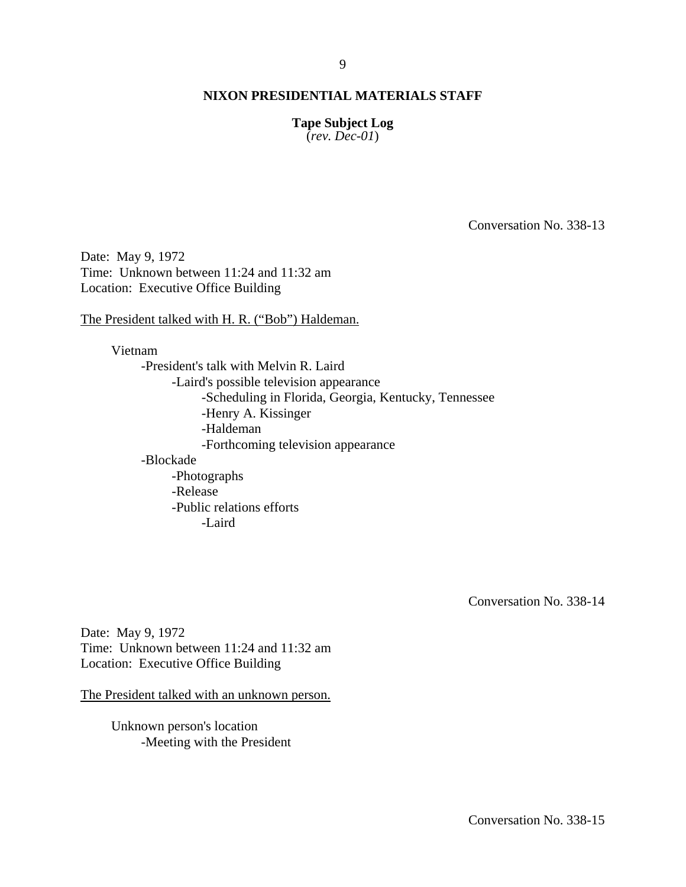**NIXON PRESIDENTIAL MATERIALS STAFF**

**Tape Subject Log**
(*rev. Dec-01*)

Conversation No. 338-13

Date: May 9, 1972
Time: Unknown between 11:24 and 11:32 am
Location: Executive Office Building

The President talked with H. R. ("Bob") Haldeman.

- Vietnam
  - -President's talk with Melvin R. Laird
    - -Laird's possible television appearance
      - -Scheduling in Florida, Georgia, Kentucky, Tennessee
      - -Henry A. Kissinger
      - -Haldeman
      - -Forthcoming television appearance
  - -Blockade
    - -Photographs
    - -Release
    - -Public relations efforts
      - -Laird

Conversation No. 338-14

Date: May 9, 1972
Time: Unknown between 11:24 and 11:32 am
Location: Executive Office Building

The President talked with an unknown person.

- Unknown person's location
  - -Meeting with the President

Conversation No. 338-15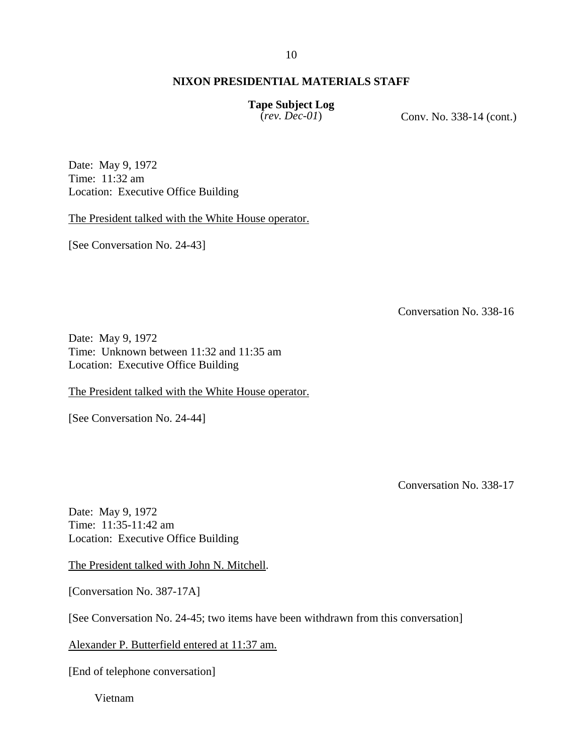**NIXON PRESIDENTIAL MATERIALS STAFF**

**Tape Subject Log**
(*rev. Dec-01*)

Conv. No. 338-14 (cont.)

Date: May 9, 1972
Time: 11:32 am
Location: Executive Office Building

The President talked with the White House operator.

[See Conversation No. 24-43]

Conversation No. 338-16

Date: May 9, 1972
Time: Unknown between 11:32 and 11:35 am
Location: Executive Office Building

The President talked with the White House operator.

[See Conversation No. 24-44]

Conversation No. 338-17

Date: May 9, 1972
Time: 11:35-11:42 am
Location: Executive Office Building

The President talked with John N. Mitchell.

[Conversation No. 387-17A]

[See Conversation No. 24-45; two items have been withdrawn from this conversation]

Alexander P. Butterfield entered at 11:37 am.

[End of telephone conversation]

Vietnam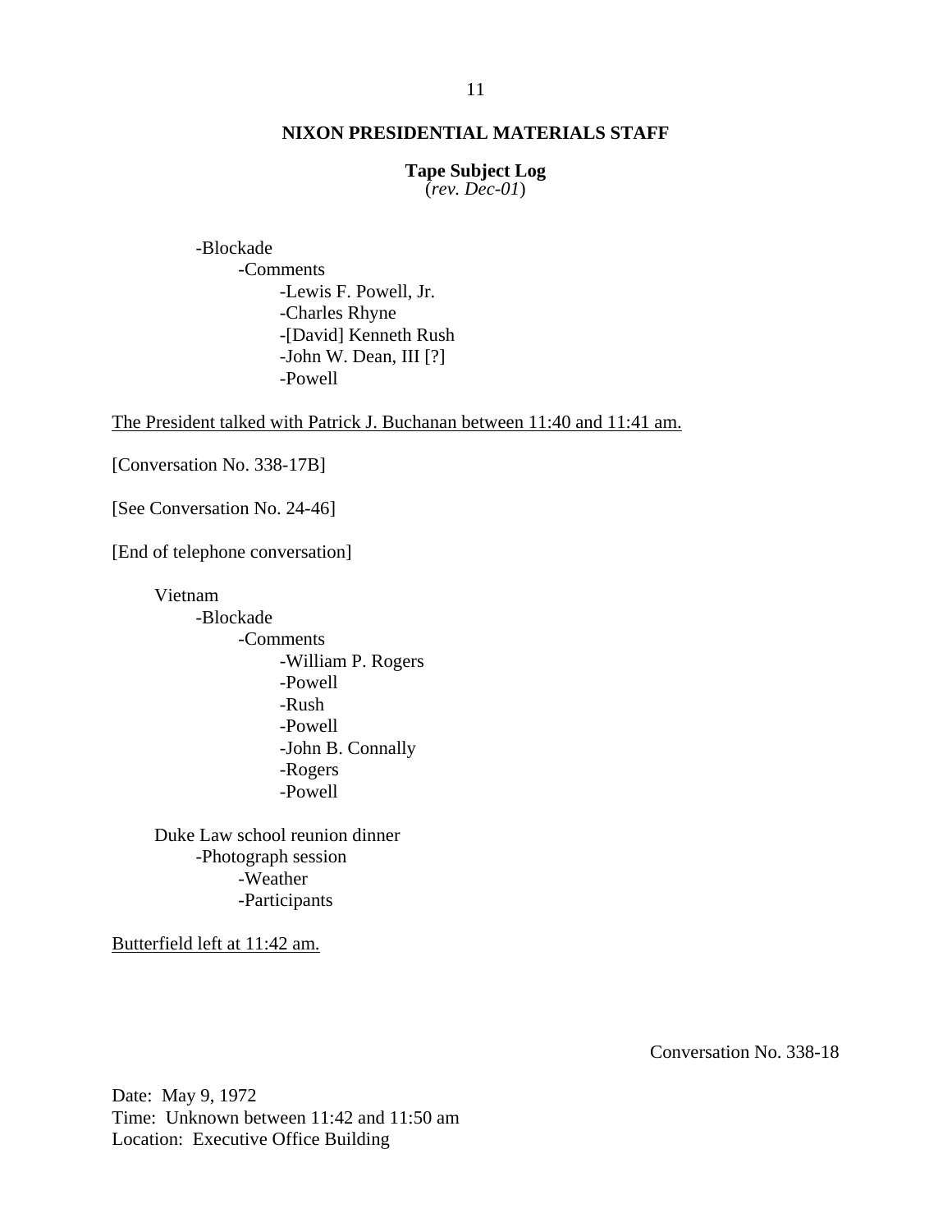-Blockade
  -Comments
    -Lewis F. Powell, Jr.
    -Charles Rhyne
    -[David] Kenneth Rush
    -John W. Dean, III [?]
    -Powell

The President talked with Patrick J. Buchanan between 11:40 and 11:41 am.

[Conversation No. 338-17B]

[See Conversation No. 24-46]

[End of telephone conversation]

Vietnam
- -Blockade
  - -Comments
    - -William P. Rogers
    - -Powell
    - -Rush
    - -Powell
    - -John B. Connally
    - -Rogers
    - -Powell

Duke Law school reunion dinner
- -Photograph session
  - -Weather
  - -Participants

Butterfield left at 11:42 am.

Conversation No. 338-18

Date: May 9, 1972
Time: Unknown between 11:42 and 11:50 am
Location: Executive Office Building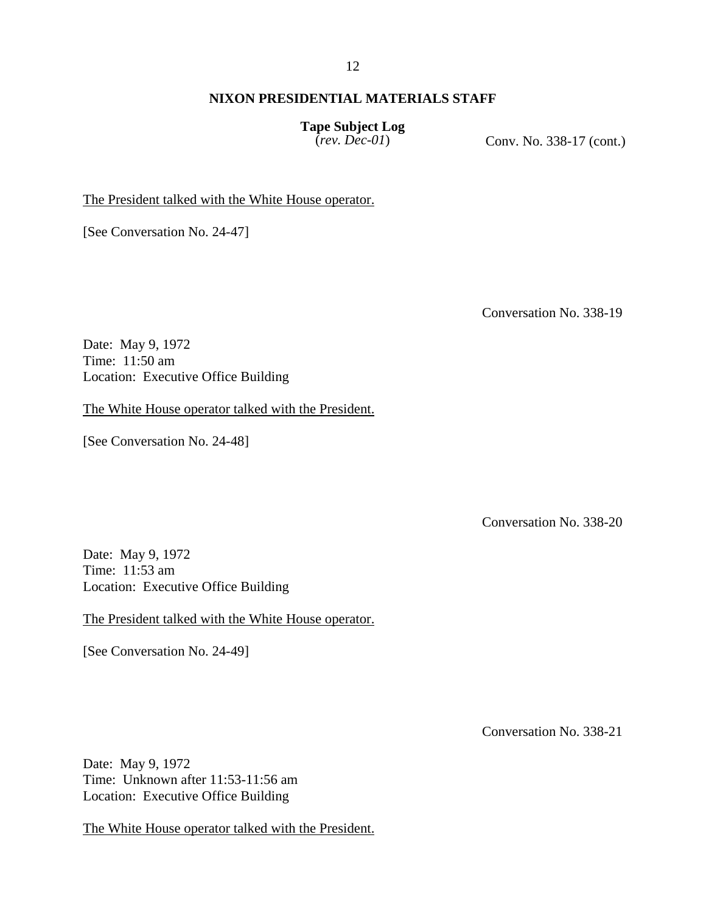**NIXON PRESIDENTIAL MATERIALS STAFF**

**Tape Subject Log**
(*rev. Dec-01*)

Conv. No. 338-17 (cont.)

The President talked with the White House operator.

[See Conversation No. 24-47]

Conversation No. 338-19

Date: May 9, 1972
Time: 11:50 am
Location: Executive Office Building

The White House operator talked with the President.

[See Conversation No. 24-48]

Conversation No. 338-20

Date: May 9, 1972
Time: 11:53 am
Location: Executive Office Building

The President talked with the White House operator.

[See Conversation No. 24-49]

Conversation No. 338-21

Date: May 9, 1972
Time: Unknown after 11:53-11:56 am
Location: Executive Office Building

The White House operator talked with the President.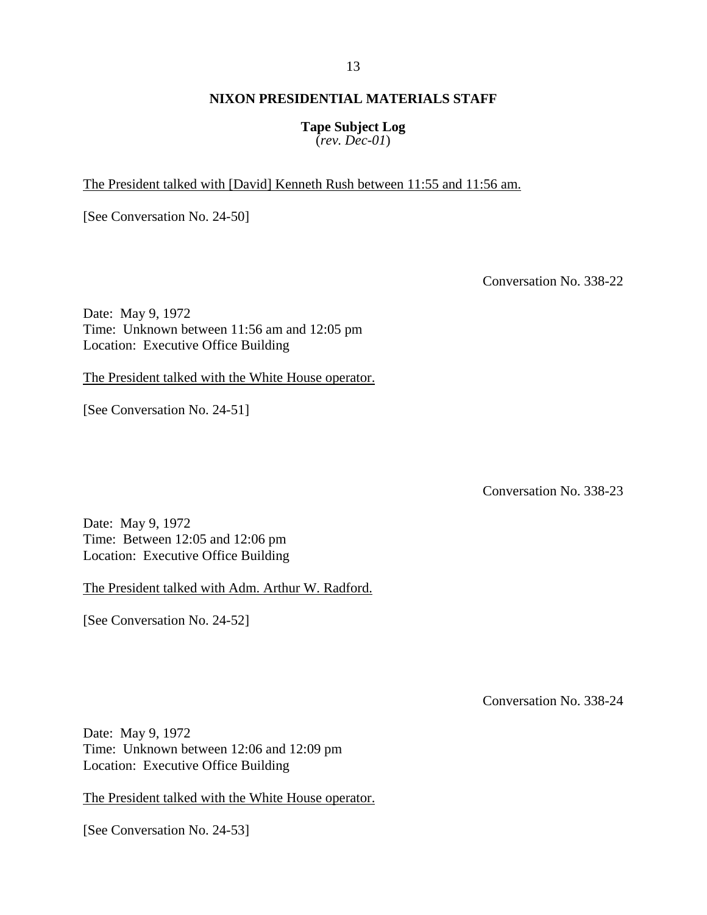## NIXON PRESIDENTIAL MATERIALS STAFF

**Tape Subject Log**
(*rev. Dec-01*)

The President talked with [David] Kenneth Rush between 11:55 and 11:56 am.

[See Conversation No. 24-50]

Conversation No. 338-22

Date: May 9, 1972
Time: Unknown between 11:56 am and 12:05 pm
Location: Executive Office Building

The President talked with the White House operator.

[See Conversation No. 24-51]

Conversation No. 338-23

Date: May 9, 1972
Time: Between 12:05 and 12:06 pm
Location: Executive Office Building

The President talked with Adm. Arthur W. Radford.

[See Conversation No. 24-52]

Conversation No. 338-24

Date: May 9, 1972
Time: Unknown between 12:06 and 12:09 pm
Location: Executive Office Building

The President talked with the White House operator.

[See Conversation No. 24-53]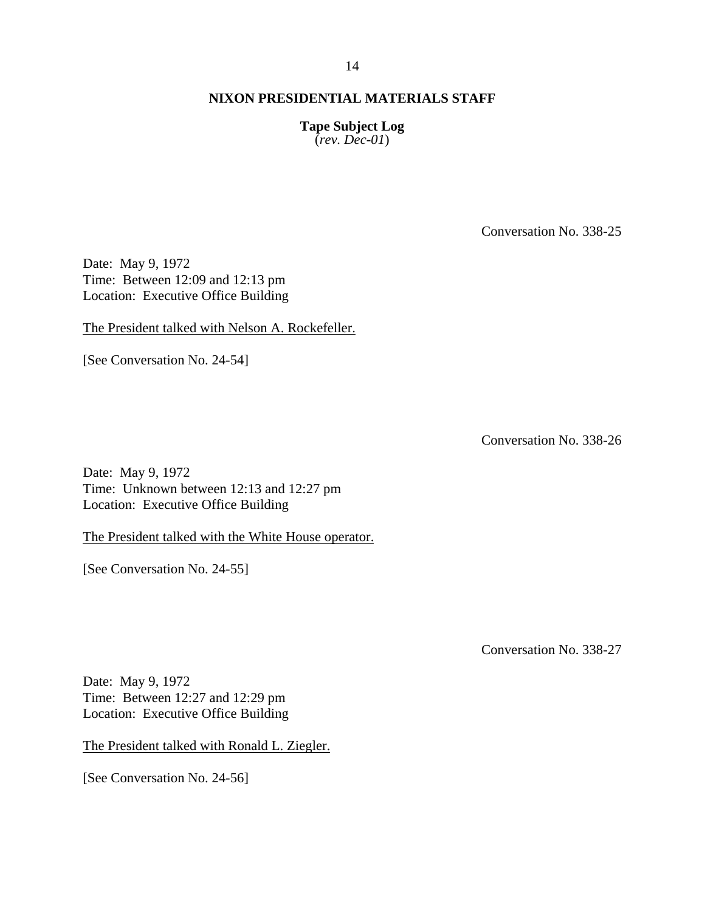**NIXON PRESIDENTIAL MATERIALS STAFF**

**Tape Subject Log**
(*rev. Dec-01*)

Conversation No. 338-25

Date: May 9, 1972
Time: Between 12:09 and 12:13 pm
Location: Executive Office Building

The President talked with Nelson A. Rockefeller.

[See Conversation No. 24-54]

Conversation No. 338-26

Date: May 9, 1972
Time: Unknown between 12:13 and 12:27 pm
Location: Executive Office Building

The President talked with the White House operator.

[See Conversation No. 24-55]

Conversation No. 338-27

Date: May 9, 1972
Time: Between 12:27 and 12:29 pm
Location: Executive Office Building

The President talked with Ronald L. Ziegler.

[See Conversation No. 24-56]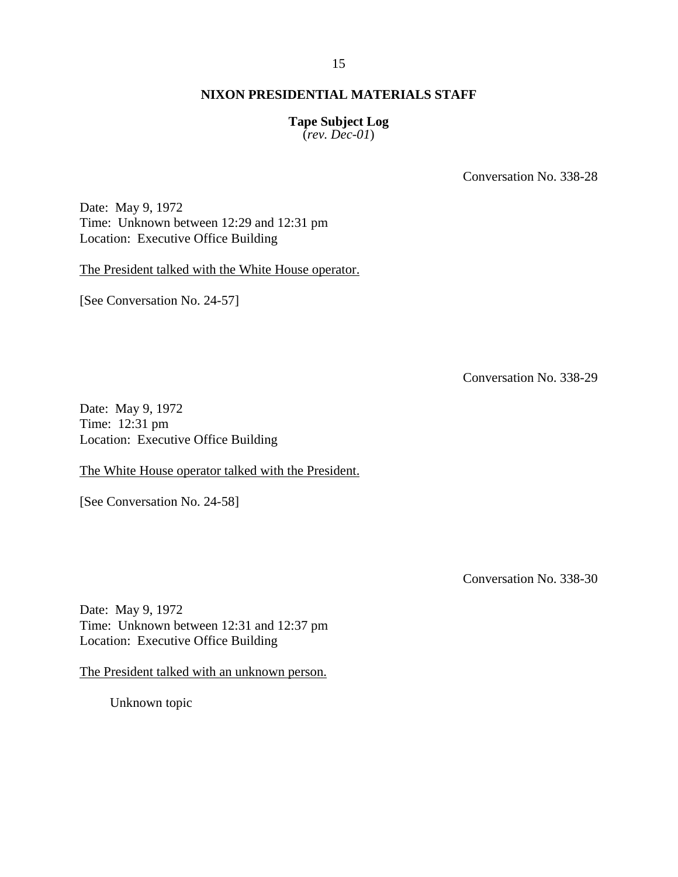## NIXON PRESIDENTIAL MATERIALS STAFF

**Tape Subject Log**
(*rev. Dec-01*)

Conversation No. 338-28

Date: May 9, 1972
Time: Unknown between 12:29 and 12:31 pm
Location: Executive Office Building

The President talked with the White House operator.

[See Conversation No. 24-57]

Conversation No. 338-29

Date: May 9, 1972
Time: 12:31 pm
Location: Executive Office Building

The White House operator talked with the President.

[See Conversation No. 24-58]

Conversation No. 338-30

Date: May 9, 1972
Time: Unknown between 12:31 and 12:37 pm
Location: Executive Office Building

The President talked with an unknown person.

Unknown topic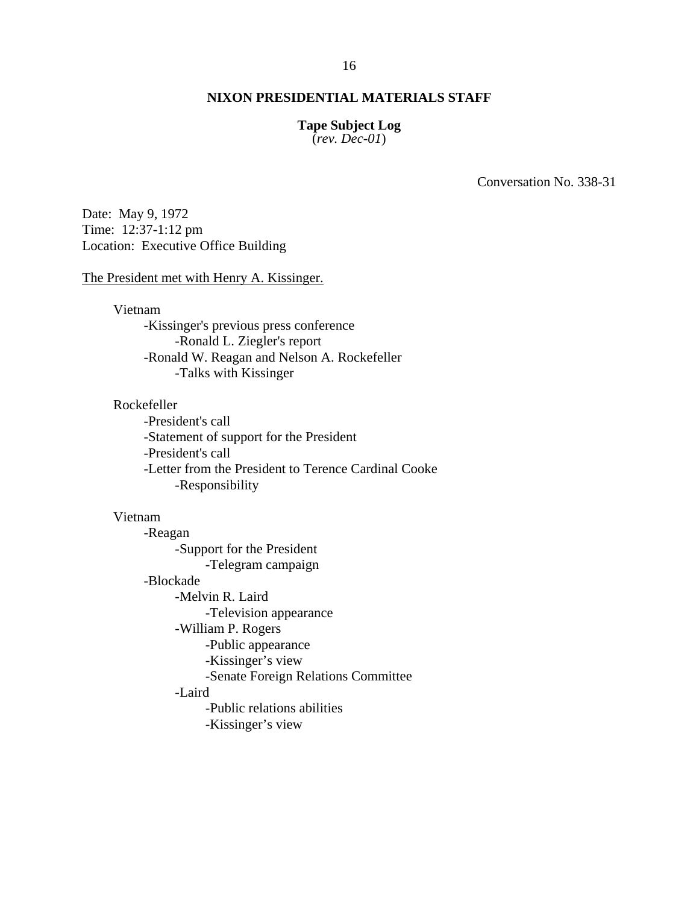**NIXON PRESIDENTIAL MATERIALS STAFF**

**Tape Subject Log**
(*rev. Dec-01*)

Conversation No. 338-31

Date: May 9, 1972
Time: 12:37-1:12 pm
Location: Executive Office Building

The President met with Henry A. Kissinger.

Vietnam
- -Kissinger's previous press conference
  - -Ronald L. Ziegler's report
- -Ronald W. Reagan and Nelson A. Rockefeller
  - -Talks with Kissinger

Rockefeller
- -President's call
- -Statement of support for the President
- -President's call
- -Letter from the President to Terence Cardinal Cooke
  - -Responsibility

Vietnam
- -Reagan
  - -Support for the President
    - -Telegram campaign
- -Blockade
  - -Melvin R. Laird
    - -Television appearance
  - -William P. Rogers
    - -Public appearance
    - -Kissinger's view
    - -Senate Foreign Relations Committee
  - -Laird
    - -Public relations abilities
    - -Kissinger's view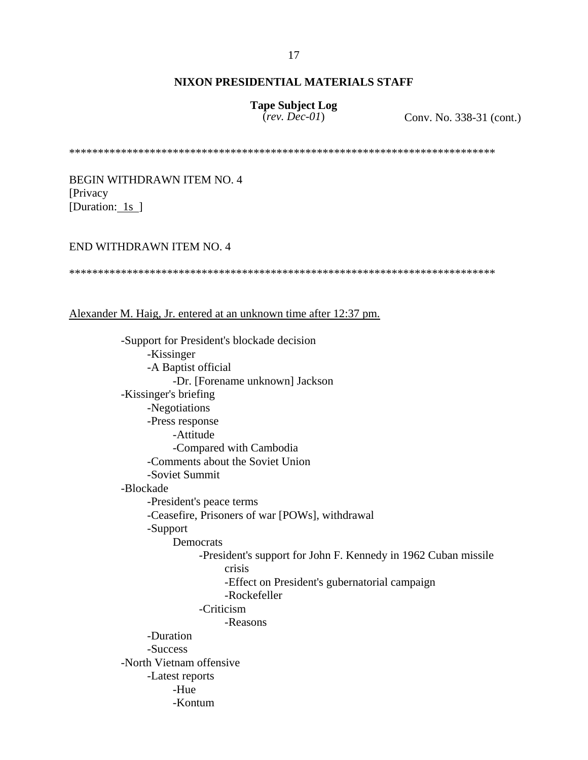**NIXON PRESIDENTIAL MATERIALS STAFF**

**Tape Subject Log**
(*rev. Dec-01*)

Conv. No. 338-31 (cont.)

*****************************************************************************

BEGIN WITHDRAWN ITEM NO. 4
[Privacy
[Duration: 1s ]

END WITHDRAWN ITEM NO. 4

*****************************************************************************

Alexander M. Haig, Jr. entered at an unknown time after 12:37 pm.

- -Support for President's blockade decision
  - -Kissinger
  - -A Baptist official
    - -Dr. [Forename unknown] Jackson
- -Kissinger's briefing
  - -Negotiations
  - -Press response
    - -Attitude
    - -Compared with Cambodia
  - -Comments about the Soviet Union
  - -Soviet Summit
- -Blockade
  - -President's peace terms
  - -Ceasefire, Prisoners of war [POWs], withdrawal
  - -Support
    - Democrats
      - -President's support for John F. Kennedy in 1962 Cuban missile crisis
        - -Effect on President's gubernatorial campaign
        - -Rockefeller
      - -Criticism
        - -Reasons
  - -Duration
  - -Success
- -North Vietnam offensive
  - -Latest reports
    - -Hue
    - -Kontum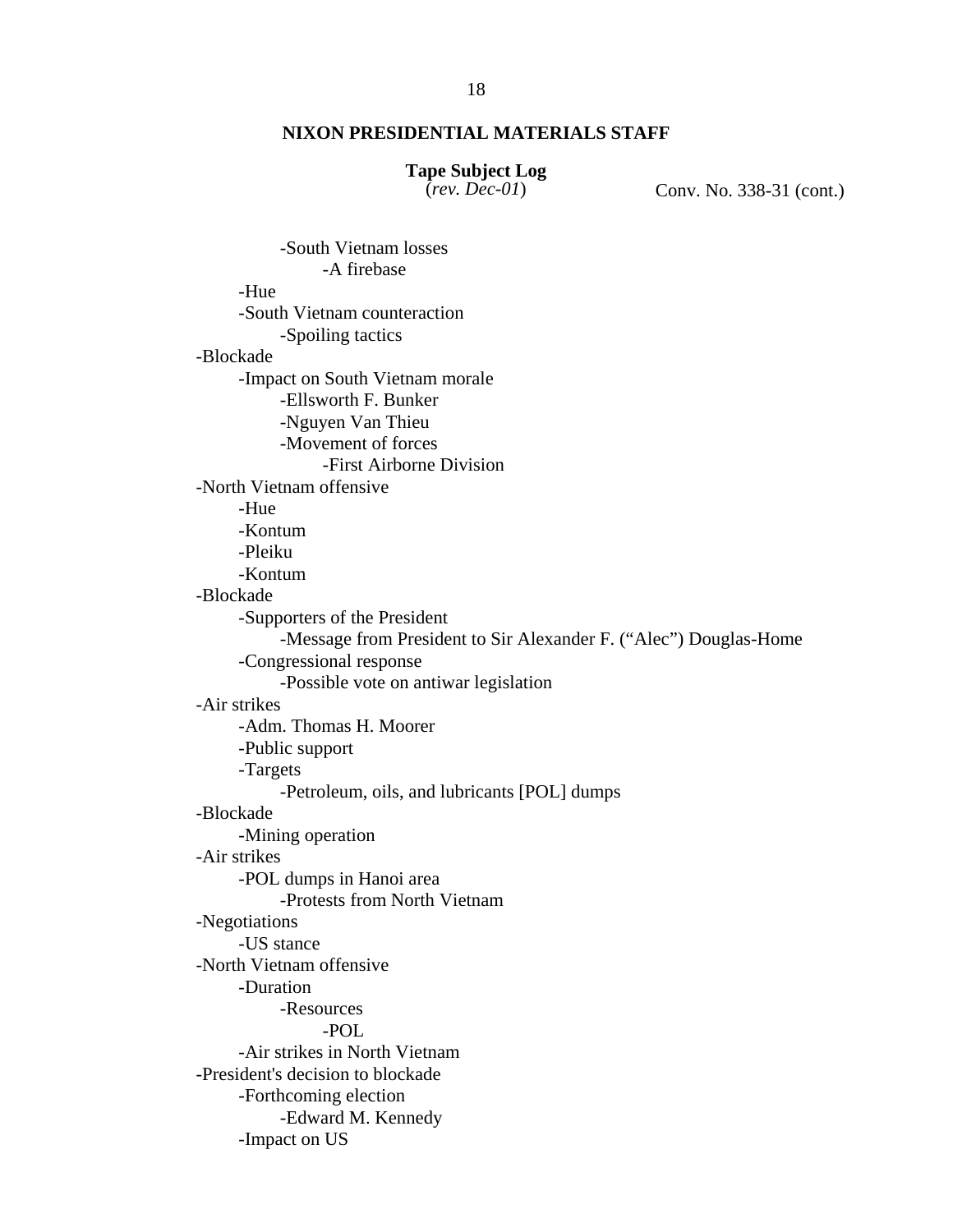**NIXON PRESIDENTIAL MATERIALS STAFF**

**Tape Subject Log**
(*rev. Dec-01*)

Conv. No. 338-31 (cont.)

- -South Vietnam losses
    - -A firebase
- -Hue
- -South Vietnam counteraction
    - -Spoiling tactics

-Blockade
- -Impact on South Vietnam morale
    - -Ellsworth F. Bunker
    - -Nguyen Van Thieu
    - -Movement of forces
        - -First Airborne Division

-North Vietnam offensive
- -Hue
- -Kontum
- -Pleiku
- -Kontum

-Blockade
- -Supporters of the President
    - -Message from President to Sir Alexander F. ("Alec") Douglas-Home
- -Congressional response
    - -Possible vote on antiwar legislation

-Air strikes
- -Adm. Thomas H. Moorer
- -Public support
- -Targets
    - -Petroleum, oils, and lubricants [POL] dumps

-Blockade
- -Mining operation

-Air strikes
- -POL dumps in Hanoi area
    - -Protests from North Vietnam

-Negotiations
- -US stance

-North Vietnam offensive
- -Duration
    - -Resources
        - -POL
- -Air strikes in North Vietnam

-President's decision to blockade
- -Forthcoming election
    - -Edward M. Kennedy
- -Impact on US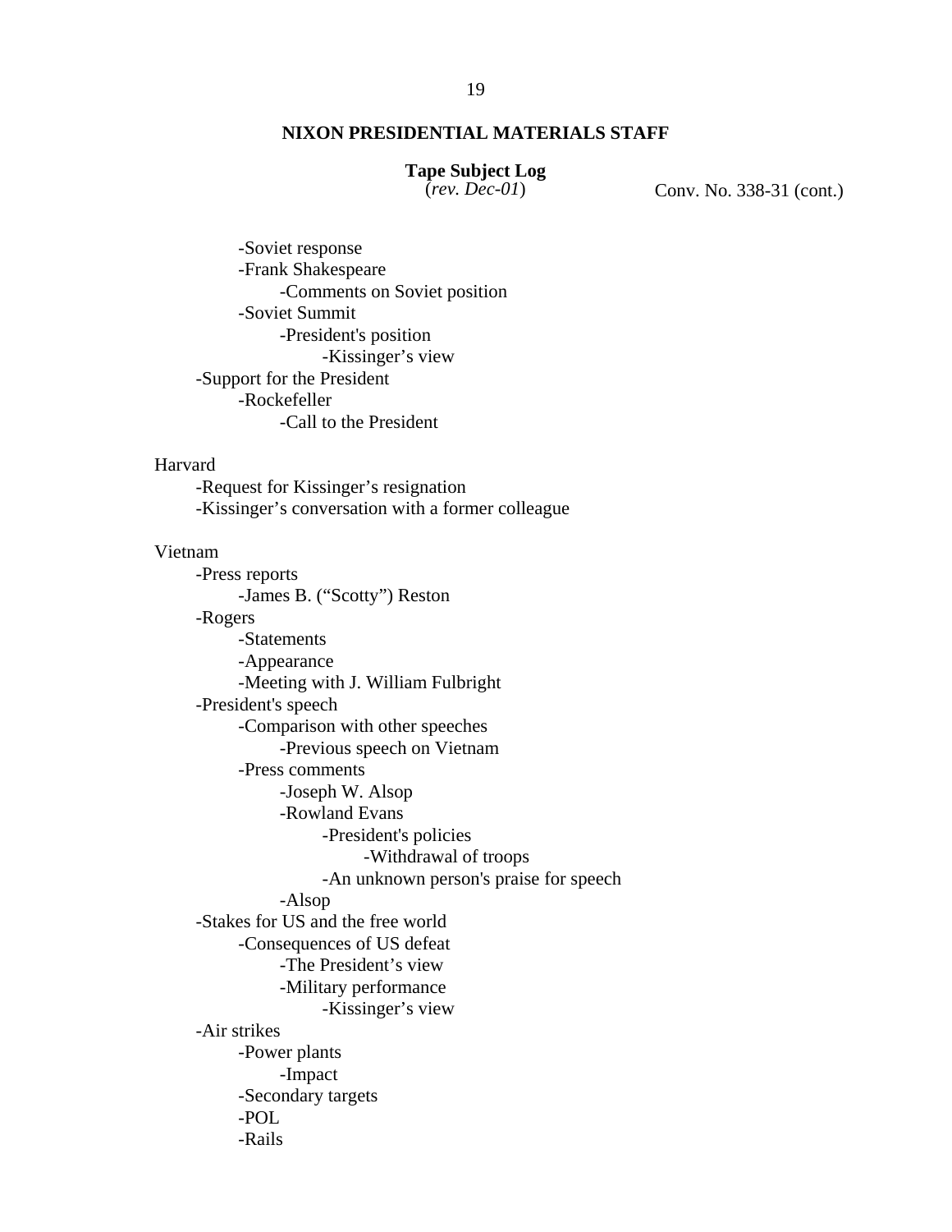**NIXON PRESIDENTIAL MATERIALS STAFF**

**Tape Subject Log**
(*rev. Dec-01*)

Conv. No. 338-31 (cont.)

- -Soviet response
- -Frank Shakespeare
  - -Comments on Soviet position
- -Soviet Summit
  - -President's position
    - -Kissinger's view

-Support for the President
- -Rockefeller
  - -Call to the President

Harvard
- -Request for Kissinger's resignation
- -Kissinger's conversation with a former colleague

Vietnam
- -Press reports
  - -James B. ("Scotty") Reston
- -Rogers
  - -Statements
  - -Appearance
  - -Meeting with J. William Fulbright
- -President's speech
  - -Comparison with other speeches
    - -Previous speech on Vietnam
  - -Press comments
    - -Joseph W. Alsop
    - -Rowland Evans
      - -President's policies
        - -Withdrawal of troops
      - -An unknown person's praise for speech
    - -Alsop
- -Stakes for US and the free world
  - -Consequences of US defeat
    - -The President's view
    - -Military performance
      - -Kissinger's view
- -Air strikes
  - -Power plants
    - -Impact
  - -Secondary targets
  - -POL
  - -Rails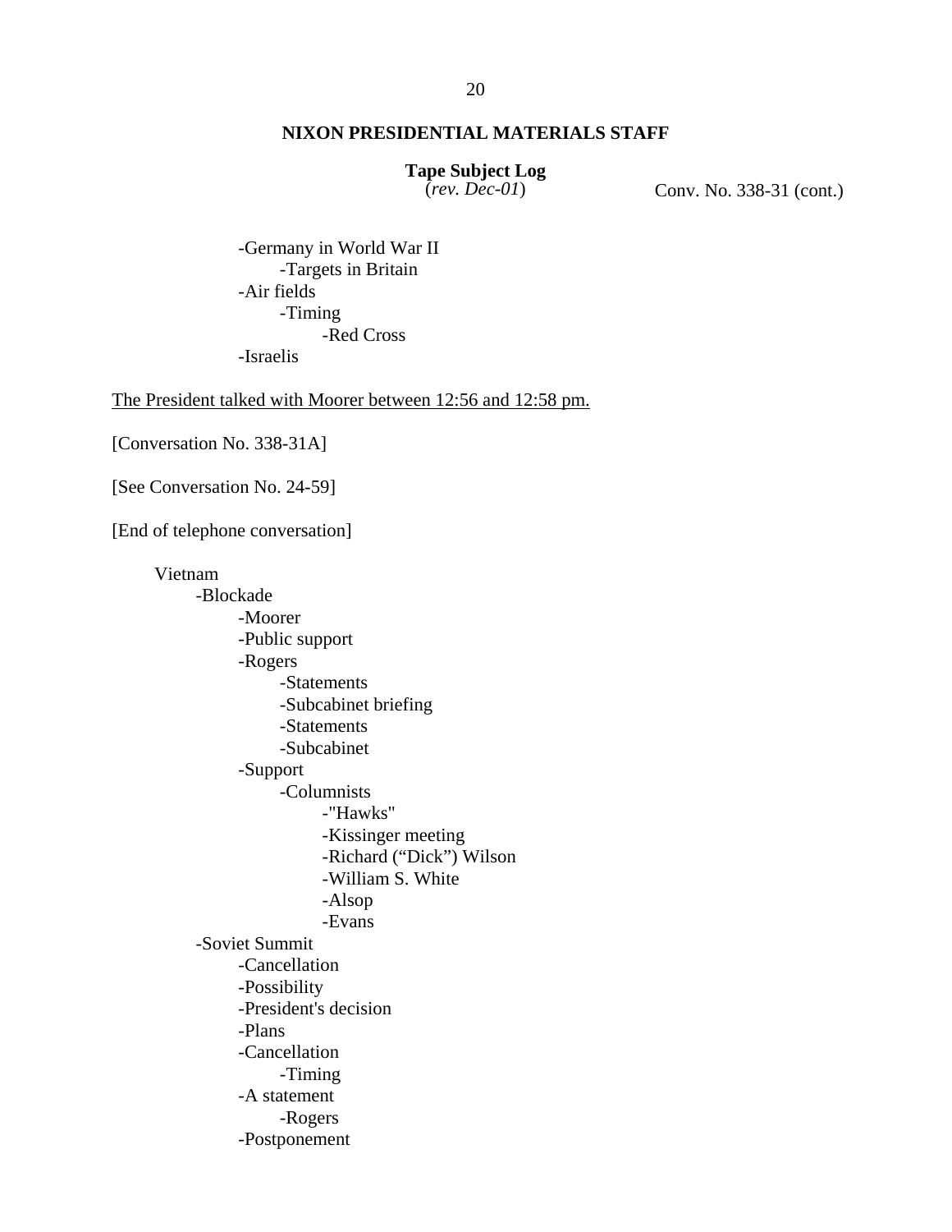**NIXON PRESIDENTIAL MATERIALS STAFF**

**Tape Subject Log**
(*rev. Dec-01*)

Conv. No. 338-31 (cont.)

- Germany in World War II
    - Targets in Britain
- Air fields
    - Timing
        - Red Cross
- Israelis

<u>The President talked with Moorer between 12:56 and 12:58 pm.</u>

[Conversation No. 338-31A]

[See Conversation No. 24-59]

[End of telephone conversation]

Vietnam
- Blockade
    - Moorer
    - Public support
    - Rogers
        - Statements
        - Subcabinet briefing
        - Statements
        - Subcabinet
    - Support
        - Columnists
            - "Hawks"
            - Kissinger meeting
            - Richard ("Dick") Wilson
            - William S. White
            - Alsop
            - Evans
- Soviet Summit
    - Cancellation
    - Possibility
    - President's decision
    - Plans
    - Cancellation
        - Timing
    - A statement
        - Rogers
    - Postponement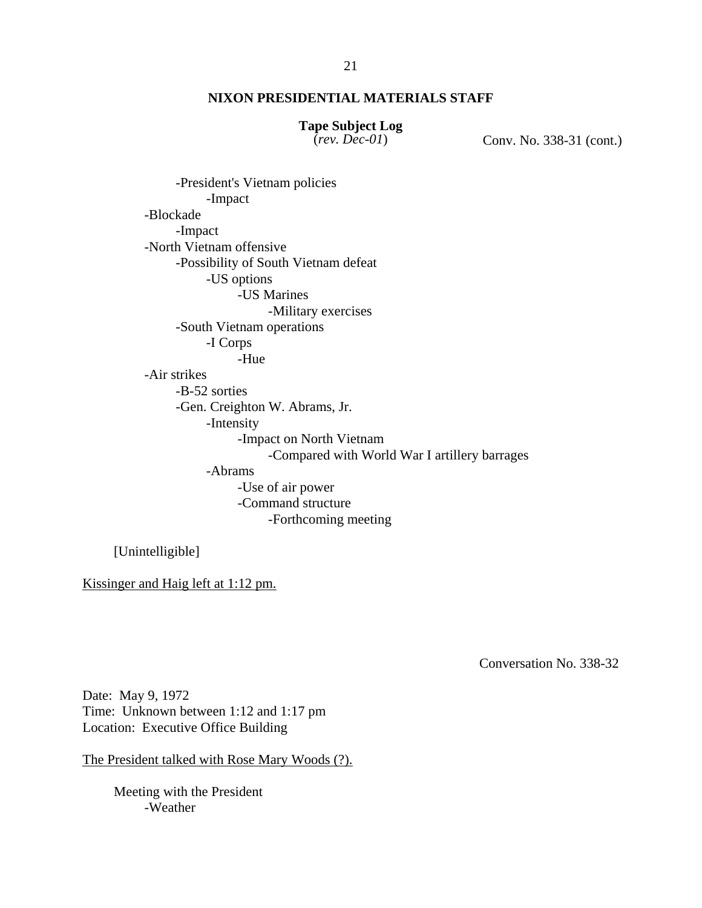**NIXON PRESIDENTIAL MATERIALS STAFF**

**Tape Subject Log**
(*rev. Dec-01*)

Conv. No. 338-31 (cont.)

- -President's Vietnam policies
    - -Impact
- -Blockade
    - -Impact
- -North Vietnam offensive
    - -Possibility of South Vietnam defeat
        - -US options
            - -US Marines
                - -Military exercises
    - -South Vietnam operations
        - -I Corps
            - -Hue
- -Air strikes
    - -B-52 sorties
    - -Gen. Creighton W. Abrams, Jr.
        - -Intensity
            - -Impact on North Vietnam
                - -Compared with World War I artillery barrages
        - -Abrams
            - -Use of air power
            - -Command structure
                - -Forthcoming meeting

[Unintelligible]

<u>Kissinger and Haig left at 1:12 pm.</u>

Conversation No. 338-32

Date: May 9, 1972
Time: Unknown between 1:12 and 1:17 pm
Location: Executive Office Building

<u>The President talked with Rose Mary Woods (?).</u>

Meeting with the President
- -Weather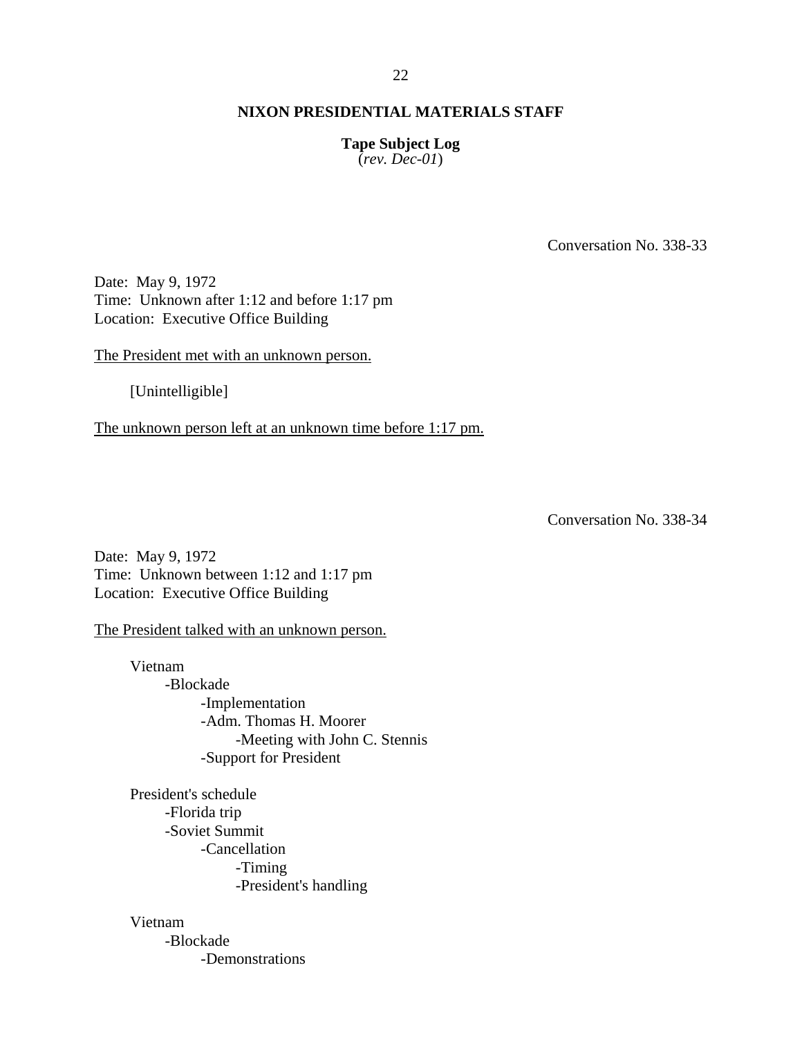**NIXON PRESIDENTIAL MATERIALS STAFF**

**Tape Subject Log**
(*rev. Dec-01*)

Conversation No. 338-33

Date: May 9, 1972
Time: Unknown after 1:12 and before 1:17 pm
Location: Executive Office Building

The President met with an unknown person.

[Unintelligible]

The unknown person left at an unknown time before 1:17 pm.

Conversation No. 338-34

Date: May 9, 1972
Time: Unknown between 1:12 and 1:17 pm
Location: Executive Office Building

The President talked with an unknown person.

Vietnam
- -Blockade
  - -Implementation
  - -Adm. Thomas H. Moorer
    - -Meeting with John C. Stennis
  - -Support for President

President's schedule
- -Florida trip
- -Soviet Summit
  - -Cancellation
    - -Timing
    - -President's handling

Vietnam
- -Blockade
  - -Demonstrations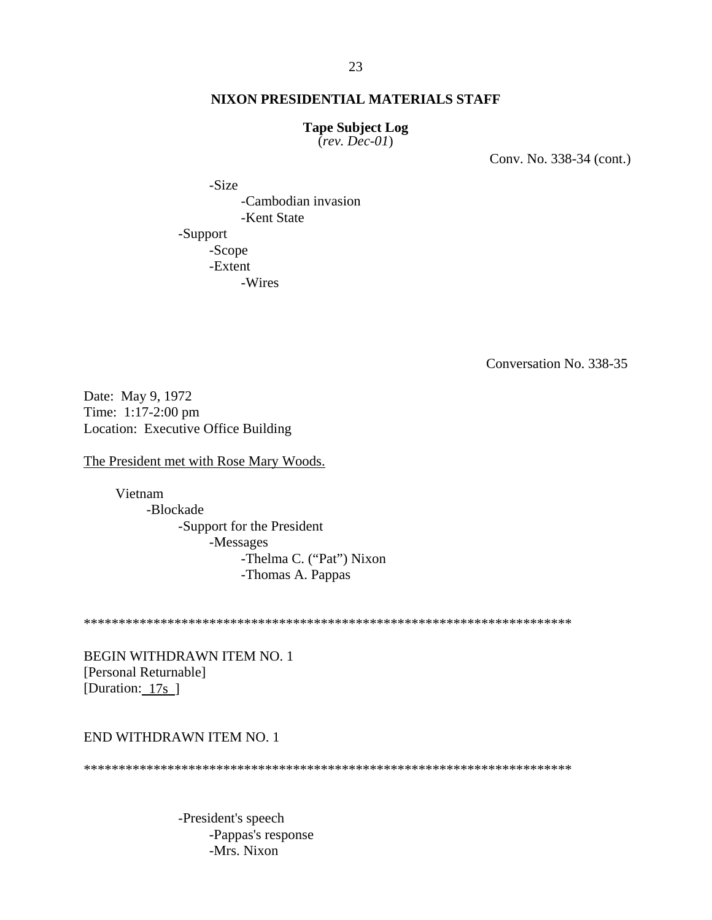**NIXON PRESIDENTIAL MATERIALS STAFF**

**Tape Subject Log**
(*rev. Dec-01*)

Conv. No. 338-34 (cont.)

- -Size
  - -Cambodian invasion
  - -Kent State
- -Support
  - -Scope
  - -Extent
    - -Wires

Conversation No. 338-35

Date: May 9, 1972
Time: 1:17-2:00 pm
Location: Executive Office Building

The President met with Rose Mary Woods.

Vietnam
- -Blockade
  - -Support for the President
    - -Messages
      - -Thelma C. ("Pat") Nixon
      - -Thomas A. Pappas

*********************************************************************

BEGIN WITHDRAWN ITEM NO. 1
[Personal Returnable]
[Duration: 17s ]

END WITHDRAWN ITEM NO. 1

*********************************************************************

- -President's speech
  - -Pappas's response
  - -Mrs. Nixon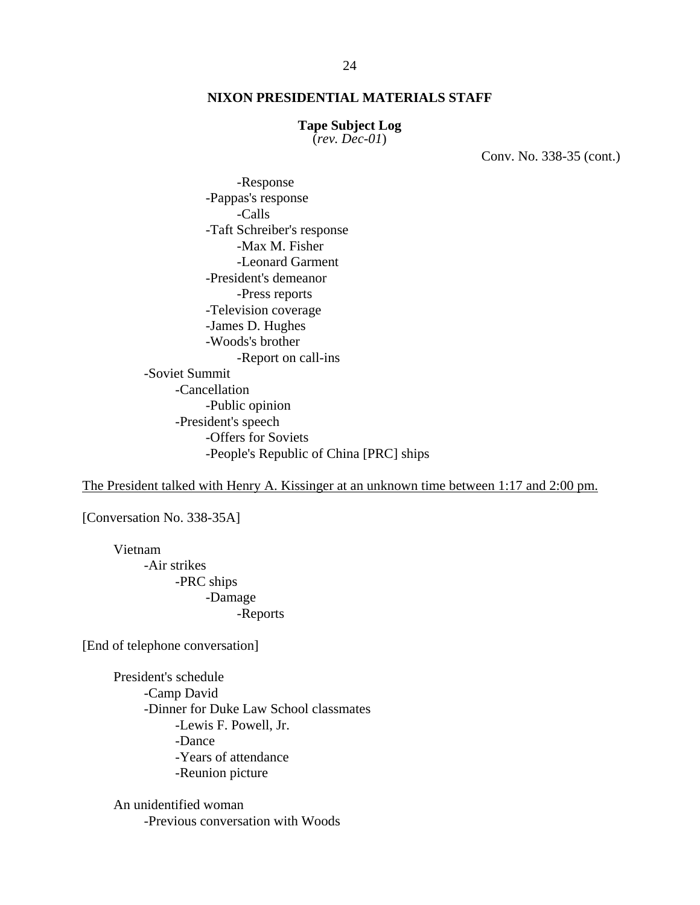**NIXON PRESIDENTIAL MATERIALS STAFF**

**Tape Subject Log**
(*rev. Dec-01*)

Conv. No. 338-35 (cont.)

- -Response
- -Pappas's response
    - -Calls
- -Taft Schreiber's response
    - -Max M. Fisher
    - -Leonard Garment
- -President's demeanor
    - -Press reports
- -Television coverage
- -James D. Hughes
- -Woods's brother
    - -Report on call-ins

-Soviet Summit
- -Cancellation
    - -Public opinion
- -President's speech
    - -Offers for Soviets
    - -People's Republic of China [PRC] ships

<u>The President talked with Henry A. Kissinger at an unknown time between 1:17 and 2:00 pm.</u>

[Conversation No. 338-35A]

Vietnam
- -Air strikes
    - -PRC ships
        - -Damage
            - -Reports

[End of telephone conversation]

President's schedule
- -Camp David
- -Dinner for Duke Law School classmates
    - -Lewis F. Powell, Jr.
    - -Dance
    - -Years of attendance
    - -Reunion picture

An unidentified woman
- -Previous conversation with Woods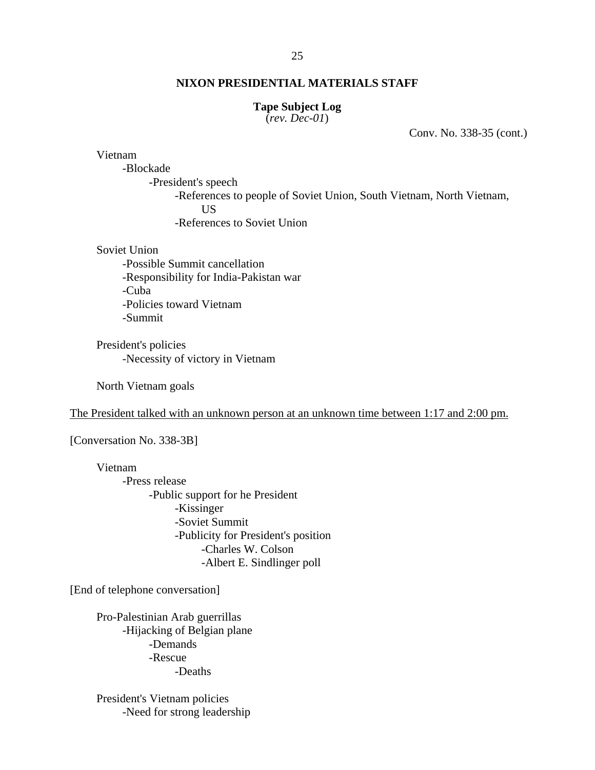**NIXON PRESIDENTIAL MATERIALS STAFF**

**Tape Subject Log**
(*rev. Dec-01*)

Conv. No. 338-35 (cont.)

Vietnam
- -Blockade
  - -President's speech
    - -References to people of Soviet Union, South Vietnam, North Vietnam, US
    - -References to Soviet Union

Soviet Union
- -Possible Summit cancellation
- -Responsibility for India-Pakistan war
- -Cuba
- -Policies toward Vietnam
- -Summit

President's policies
- -Necessity of victory in Vietnam

North Vietnam goals

<u>The President talked with an unknown person at an unknown time between 1:17 and 2:00 pm.</u>

[Conversation No. 338-3B]

Vietnam
- -Press release
  - -Public support for he President
    - -Kissinger
    - -Soviet Summit
    - -Publicity for President's position
      - -Charles W. Colson
      - -Albert E. Sindlinger poll

[End of telephone conversation]

Pro-Palestinian Arab guerrillas
- -Hijacking of Belgian plane
  - -Demands
  - -Rescue
    - -Deaths

President's Vietnam policies
- -Need for strong leadership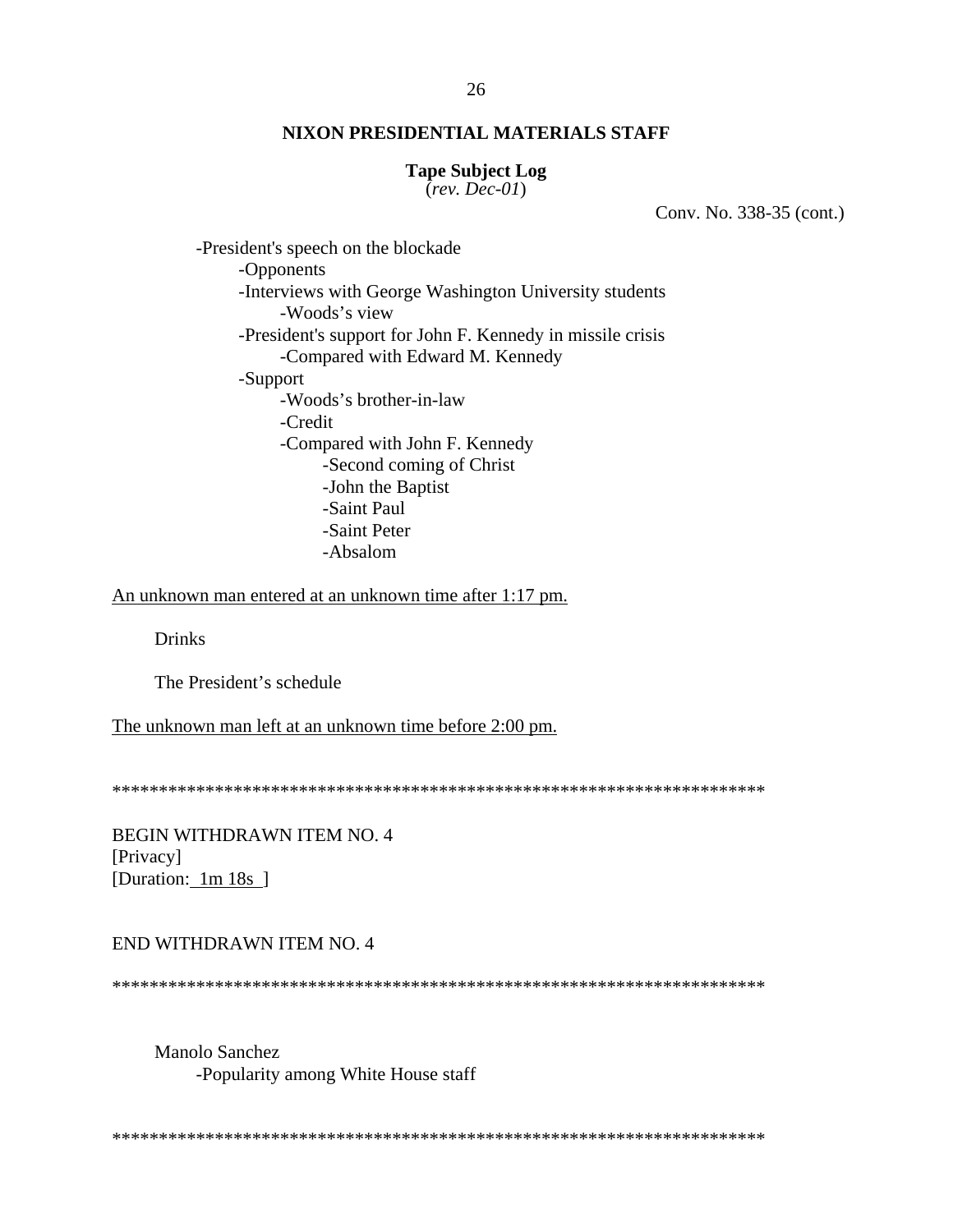**NIXON PRESIDENTIAL MATERIALS STAFF**

**Tape Subject Log**
(*rev. Dec-01*)

Conv. No. 338-35 (cont.)

- President's speech on the blockade
    - Opponents
    - Interviews with George Washington University students
        - Woods's view
    - President's support for John F. Kennedy in missile crisis
        - Compared with Edward M. Kennedy
    - Support
        - Woods's brother-in-law
        - Credit
        - Compared with John F. Kennedy
            - Second coming of Christ
            - John the Baptist
            - Saint Paul
            - Saint Peter
            - Absalom

<u>An unknown man entered at an unknown time after 1:17 pm.</u>

Drinks

The President's schedule

<u>The unknown man left at an unknown time before 2:00 pm.</u>

*********************************************************************

BEGIN WITHDRAWN ITEM NO. 4
[Privacy]
[Duration: <u>1m 18s</u> ]

END WITHDRAWN ITEM NO. 4

*********************************************************************

Manolo Sanchez
- Popularity among White House staff

*********************************************************************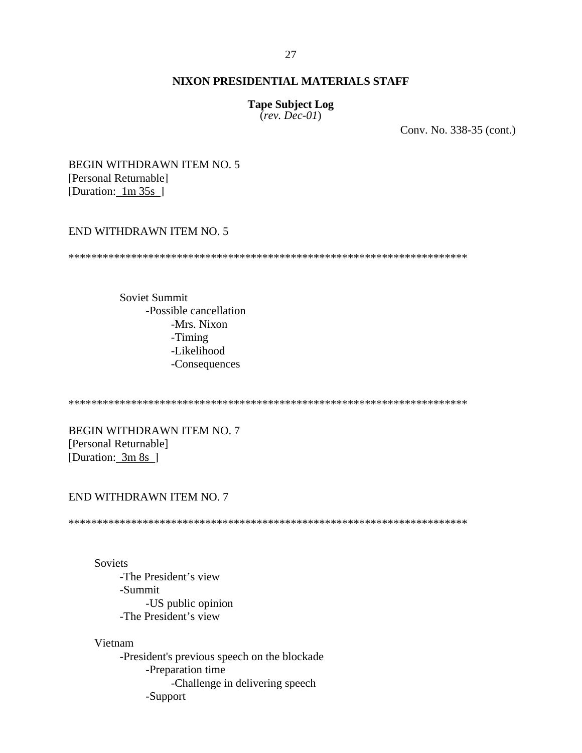**NIXON PRESIDENTIAL MATERIALS STAFF**

**Tape Subject Log**
(*rev. Dec-01*)

Conv. No. 338-35 (cont.)

BEGIN WITHDRAWN ITEM NO. 5
[Personal Returnable]
[Duration: 1m 35s ]

END WITHDRAWN ITEM NO. 5

*********************************************************************

- Soviet Summit
  - -Possible cancellation
    - -Mrs. Nixon
    - -Timing
    - -Likelihood
    - -Consequences

*********************************************************************

BEGIN WITHDRAWN ITEM NO. 7
[Personal Returnable]
[Duration: 3m 8s ]

END WITHDRAWN ITEM NO. 7

*********************************************************************

- Soviets
  - -The President's view
  - -Summit
    - -US public opinion
  - -The President's view

- Vietnam
  - -President's previous speech on the blockade
    - -Preparation time
      - -Challenge in delivering speech
    - -Support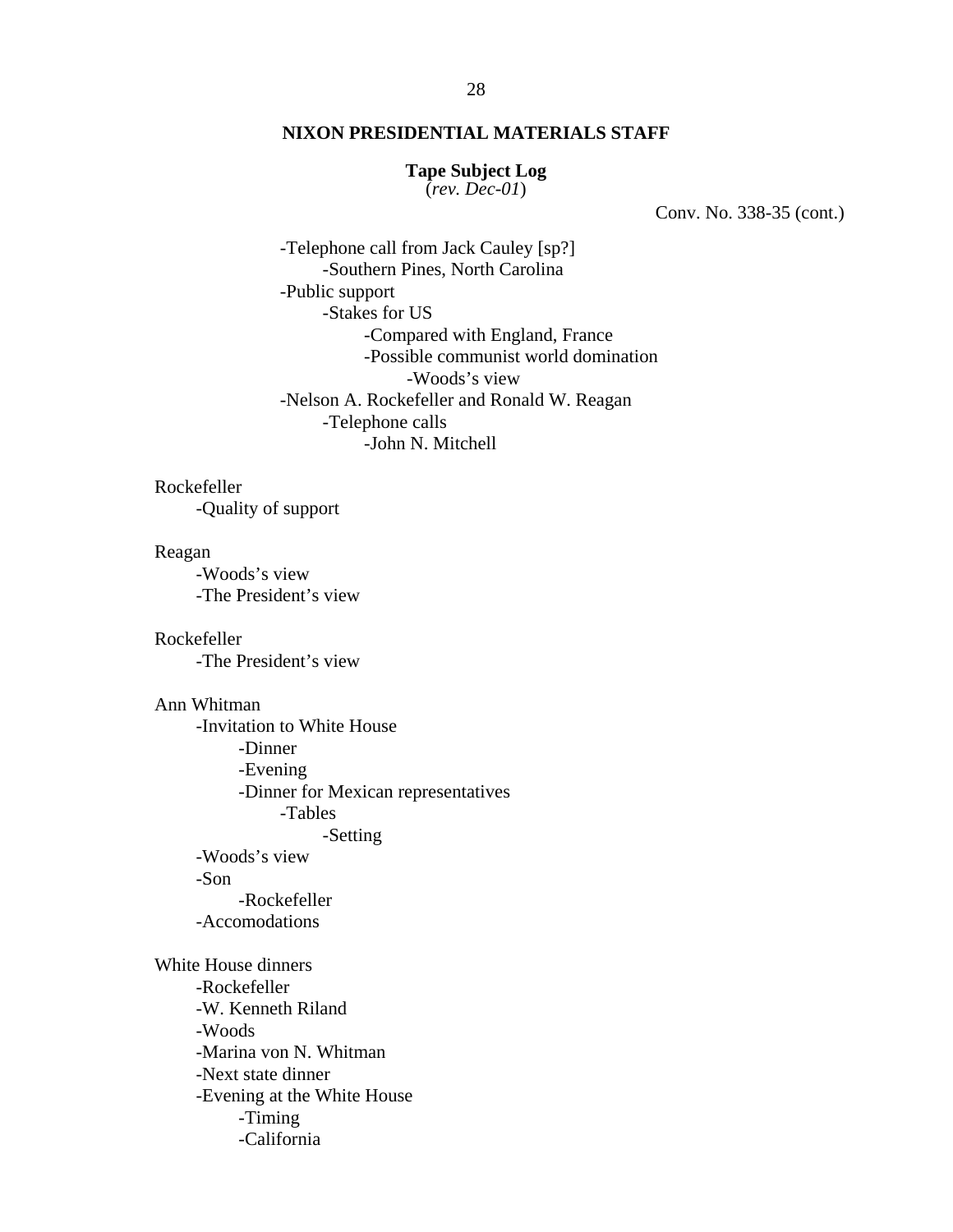**NIXON PRESIDENTIAL MATERIALS STAFF**

**Tape Subject Log**
(*rev. Dec-01*)

Conv. No. 338-35 (cont.)

- -Telephone call from Jack Cauley [sp?]
    - -Southern Pines, North Carolina
- -Public support
    - -Stakes for US
        - -Compared with England, France
        - -Possible communist world domination
            - -Woods's view
- -Nelson A. Rockefeller and Ronald W. Reagan
    - -Telephone calls
        - -John N. Mitchell

Rockefeller
- -Quality of support

Reagan
- -Woods's view
- -The President's view

Rockefeller
- -The President's view

Ann Whitman
- -Invitation to White House
    - -Dinner
    - -Evening
    - -Dinner for Mexican representatives
        - -Tables
            - -Setting
- -Woods's view
- -Son
    - -Rockefeller
- -Accomodations

White House dinners
- -Rockefeller
- -W. Kenneth Riland
- -Woods
- -Marina von N. Whitman
- -Next state dinner
- -Evening at the White House
    - -Timing
    - -California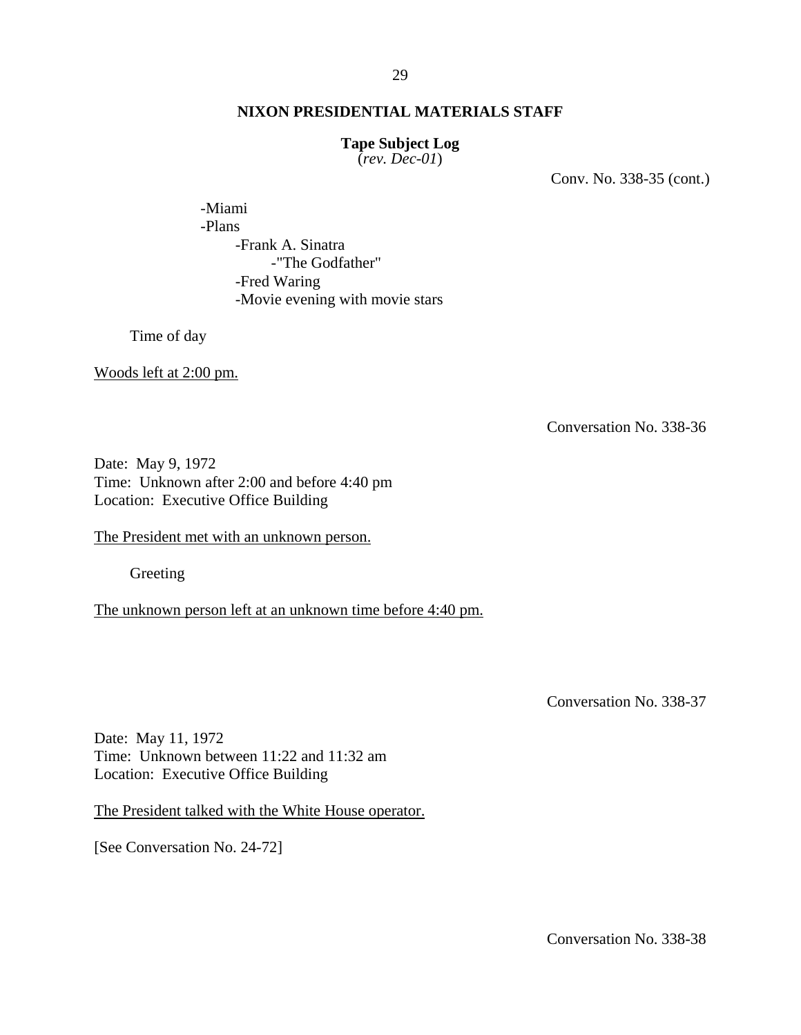**NIXON PRESIDENTIAL MATERIALS STAFF**

**Tape Subject Log**
(*rev. Dec-01*)

Conv. No. 338-35 (cont.)

- -Miami
- -Plans
    - -Frank A. Sinatra
        - -"The Godfather"
    - -Fred Waring
    - -Movie evening with movie stars

Time of day

Woods left at 2:00 pm.

Conversation No. 338-36

Date: May 9, 1972
Time: Unknown after 2:00 and before 4:40 pm
Location: Executive Office Building

The President met with an unknown person.

Greeting

The unknown person left at an unknown time before 4:40 pm.

Conversation No. 338-37

Date: May 11, 1972
Time: Unknown between 11:22 and 11:32 am
Location: Executive Office Building

The President talked with the White House operator.

[See Conversation No. 24-72]

Conversation No. 338-38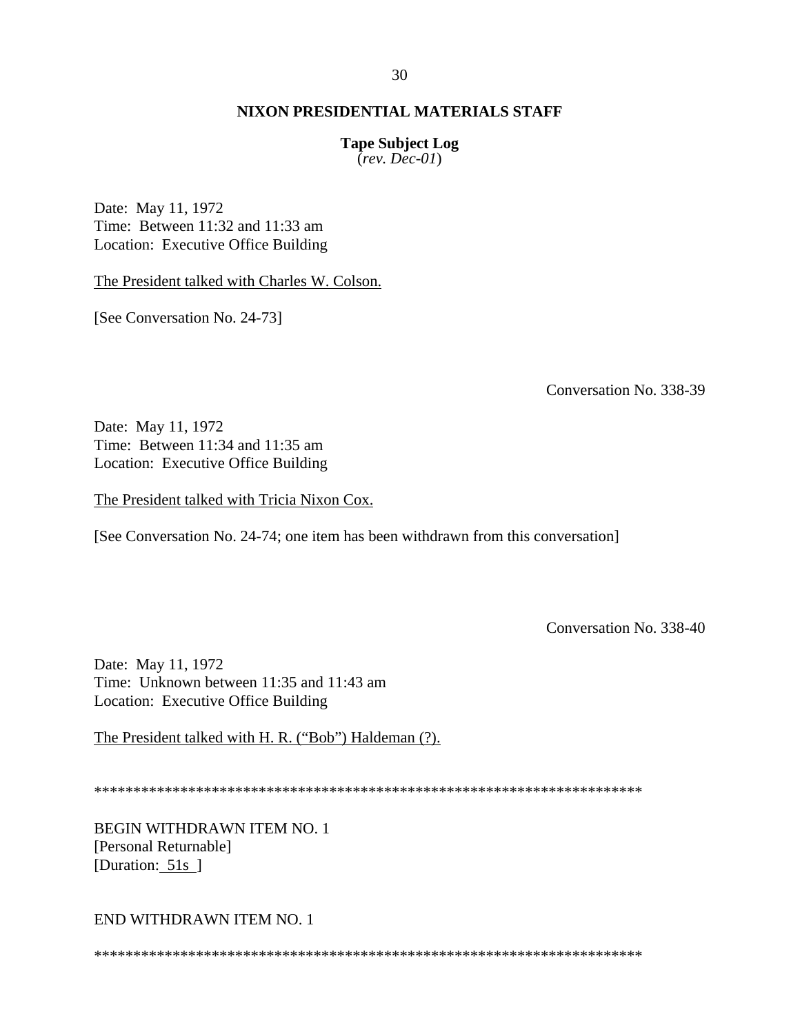**NIXON PRESIDENTIAL MATERIALS STAFF**

**Tape Subject Log**
(*rev. Dec-01*)

Date: May 11, 1972
Time: Between 11:32 and 11:33 am
Location: Executive Office Building

The President talked with Charles W. Colson.

[See Conversation No. 24-73]

Conversation No. 338-39

Date: May 11, 1972
Time: Between 11:34 and 11:35 am
Location: Executive Office Building

The President talked with Tricia Nixon Cox.

[See Conversation No. 24-74; one item has been withdrawn from this conversation]

Conversation No. 338-40

Date: May 11, 1972
Time: Unknown between 11:35 and 11:43 am
Location: Executive Office Building

The President talked with H. R. ("Bob") Haldeman (?).

************************************************************************

BEGIN WITHDRAWN ITEM NO. 1
[Personal Returnable]
[Duration: 51s ]

END WITHDRAWN ITEM NO. 1

************************************************************************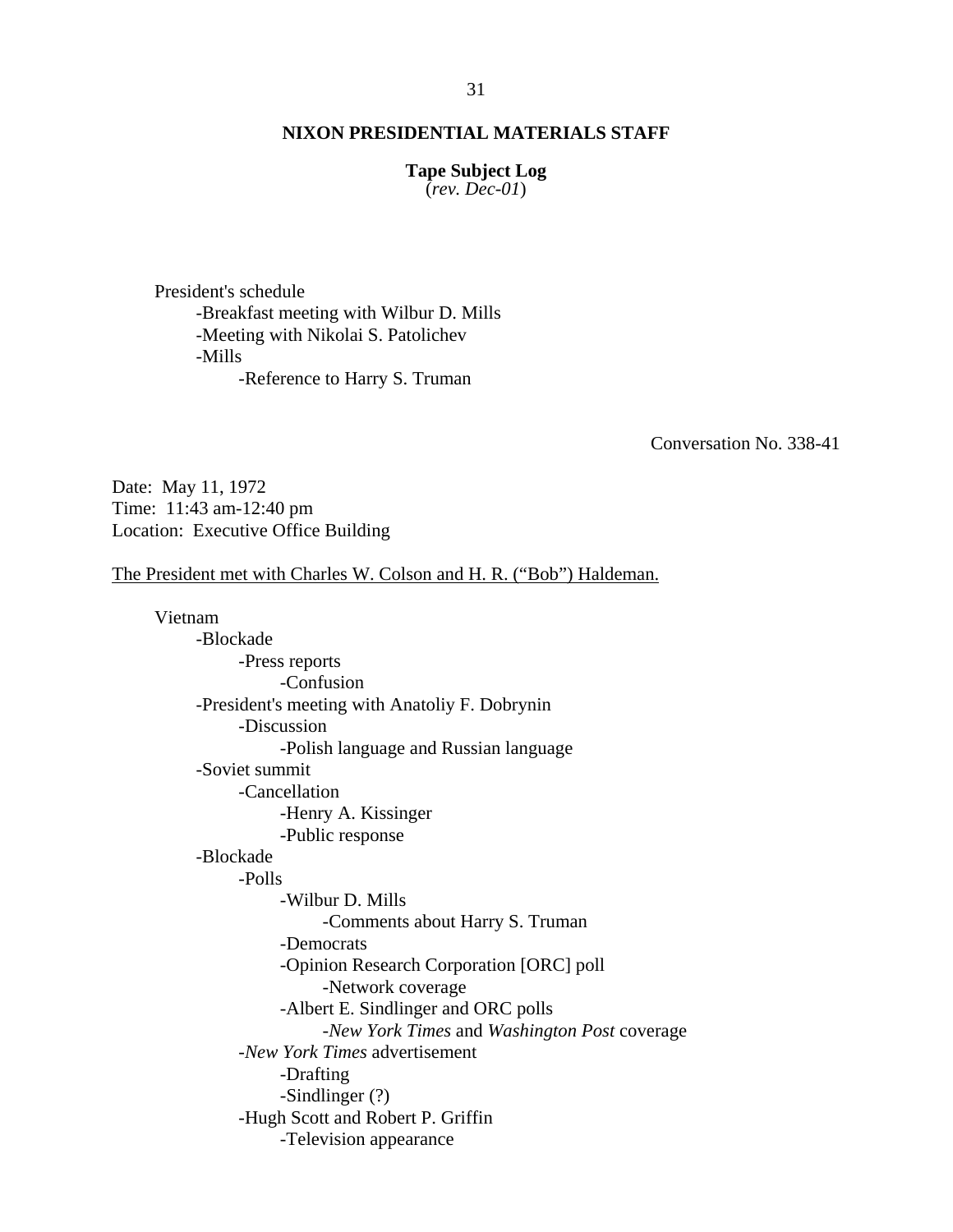**NIXON PRESIDENTIAL MATERIALS STAFF**

**Tape Subject Log**
(*rev. Dec-01*)

President's schedule
- -Breakfast meeting with Wilbur D. Mills
- -Meeting with Nikolai S. Patolichev
- -Mills
    - -Reference to Harry S. Truman

Conversation No. 338-41

Date: May 11, 1972
Time: 11:43 am-12:40 pm
Location: Executive Office Building

The President met with Charles W. Colson and H. R. ("Bob") Haldeman.

Vietnam
- -Blockade
    - -Press reports
        - -Confusion
- -President's meeting with Anatoliy F. Dobrynin
    - -Discussion
        - -Polish language and Russian language
- -Soviet summit
    - -Cancellation
        - -Henry A. Kissinger
        - -Public response
- -Blockade
    - -Polls
        - -Wilbur D. Mills
            - -Comments about Harry S. Truman
        - -Democrats
        - -Opinion Research Corporation [ORC] poll
            - -Network coverage
        - -Albert E. Sindlinger and ORC polls
            - -*New York Times* and *Washington Post* coverage
    - -*New York Times* advertisement
        - -Drafting
        - -Sindlinger (?)
    - -Hugh Scott and Robert P. Griffin
        - -Television appearance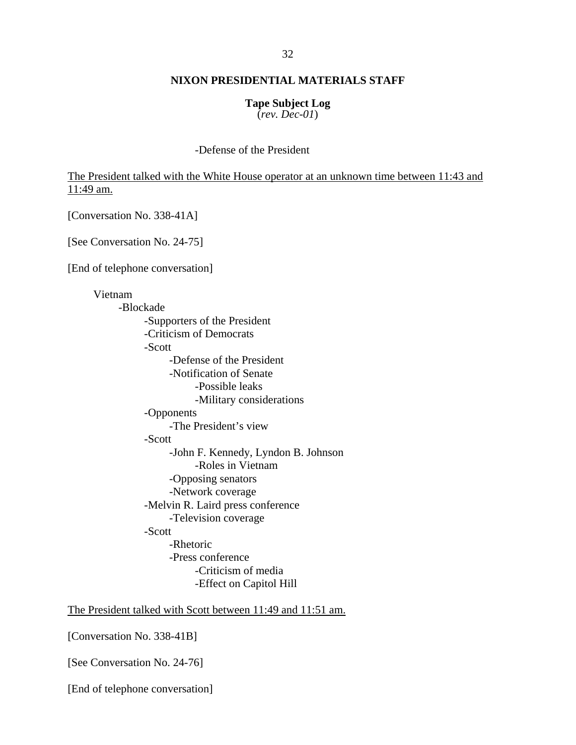**NIXON PRESIDENTIAL MATERIALS STAFF**

**Tape Subject Log**
(*rev. Dec-01*)

-Defense of the President

<u>The President talked with the White House operator at an unknown time between 11:43 and 11:49 am.</u>

[Conversation No. 338-41A]

[See Conversation No. 24-75]

[End of telephone conversation]

- Vietnam
  - -Blockade
    - -Supporters of the President
    - -Criticism of Democrats
    - -Scott
      - -Defense of the President
      - -Notification of Senate
        - -Possible leaks
        - -Military considerations
    - -Opponents
      - -The President's view
    - -Scott
      - -John F. Kennedy, Lyndon B. Johnson
        - -Roles in Vietnam
      - -Opposing senators
      - -Network coverage
    - -Melvin R. Laird press conference
      - -Television coverage
    - -Scott
      - -Rhetoric
      - -Press conference
        - -Criticism of media
        - -Effect on Capitol Hill

<u>The President talked with Scott between 11:49 and 11:51 am.</u>

[Conversation No. 338-41B]

[See Conversation No. 24-76]

[End of telephone conversation]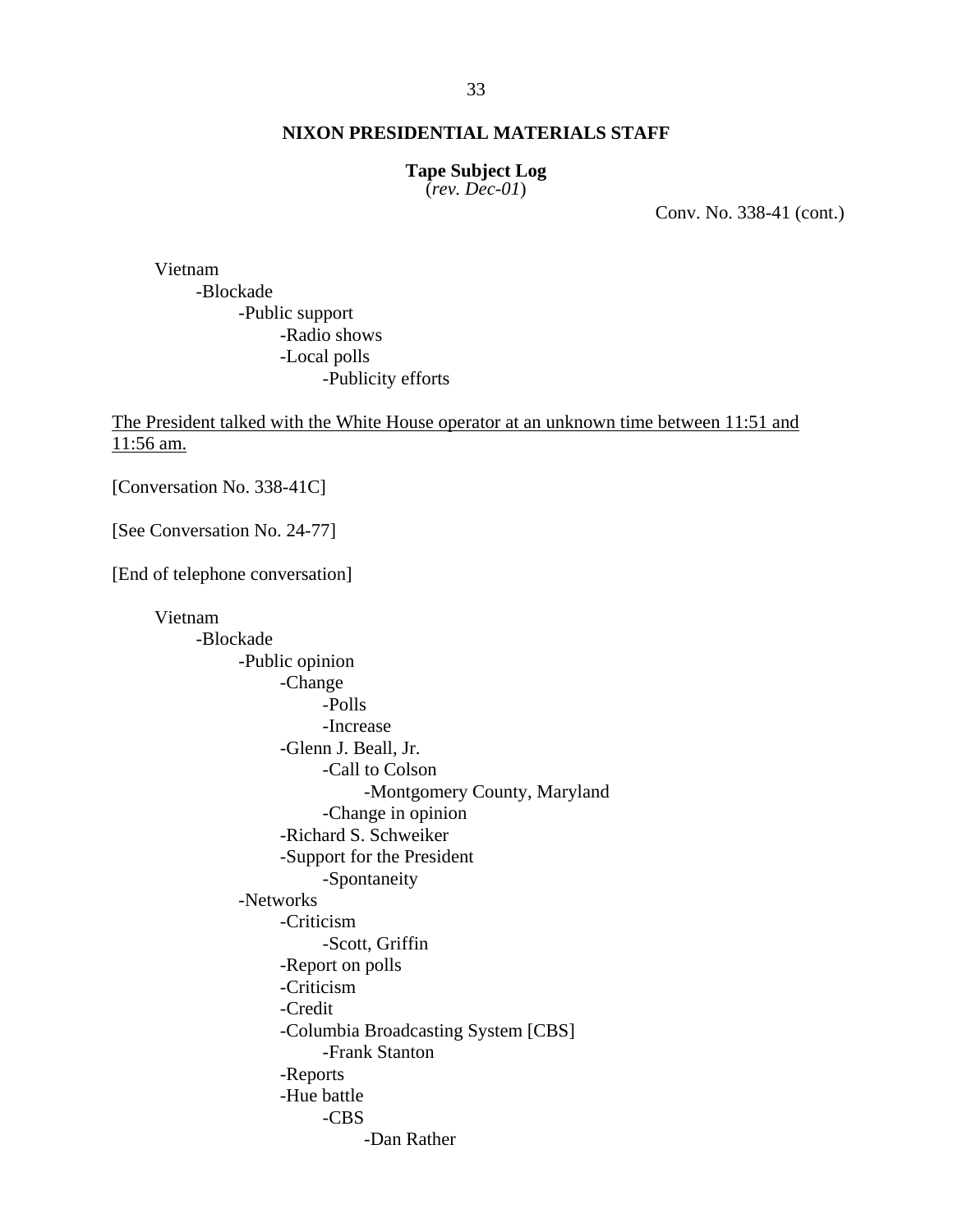**NIXON PRESIDENTIAL MATERIALS STAFF**

**Tape Subject Log**
(*rev. Dec-01*)

Conv. No. 338-41 (cont.)

- Vietnam
  - -Blockade
    - -Public support
      - -Radio shows
      - -Local polls
        - -Publicity efforts

<u>The President talked with the White House operator at an unknown time between 11:51 and 11:56 am.</u>

[Conversation No. 338-41C]

[See Conversation No. 24-77]

[End of telephone conversation]

- Vietnam
  - -Blockade
    - -Public opinion
      - -Change
        - -Polls
        - -Increase
      - -Glenn J. Beall, Jr.
        - -Call to Colson
          - -Montgomery County, Maryland
        - -Change in opinion
      - -Richard S. Schweiker
      - -Support for the President
        - -Spontaneity
    - -Networks
      - -Criticism
        - -Scott, Griffin
      - -Report on polls
      - -Criticism
      - -Credit
      - -Columbia Broadcasting System [CBS]
        - -Frank Stanton
      - -Reports
      - -Hue battle
        - -CBS
          - -Dan Rather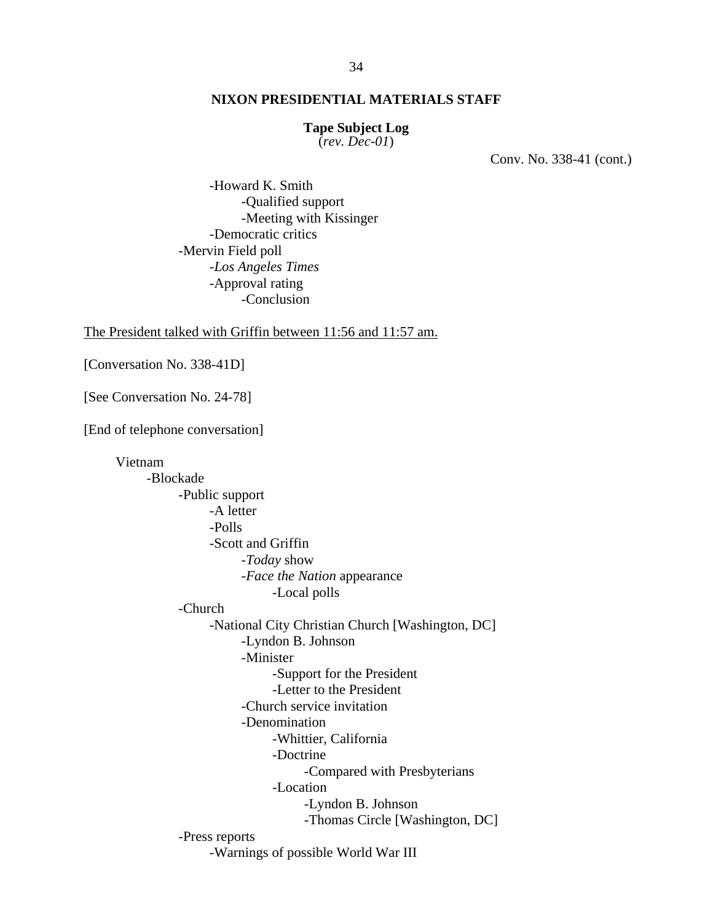**NIXON PRESIDENTIAL MATERIALS STAFF**

**Tape Subject Log**
(*rev. Dec-01*)

Conv. No. 338-41 (cont.)

- -Howard K. Smith
  - -Qualified support
  - -Meeting with Kissinger
- -Democratic critics
- -Mervin Field poll
  - -*Los Angeles Times*
  - -Approval rating
    - -Conclusion

<u>The President talked with Griffin between 11:56 and 11:57 am.</u>

[Conversation No. 338-41D]

[See Conversation No. 24-78]

[End of telephone conversation]

Vietnam
- -Blockade
  - -Public support
    - -A letter
    - -Polls
    - -Scott and Griffin
      - -*Today* show
      - -*Face the Nation* appearance
        - -Local polls
  - -Church
    - -National City Christian Church [Washington, DC]
      - -Lyndon B. Johnson
      - -Minister
        - -Support for the President
        - -Letter to the President
      - -Church service invitation
      - -Denomination
        - -Whittier, California
        - -Doctrine
          - -Compared with Presbyterians
        - -Location
          - -Lyndon B. Johnson
          - -Thomas Circle [Washington, DC]
  - -Press reports
    - -Warnings of possible World War III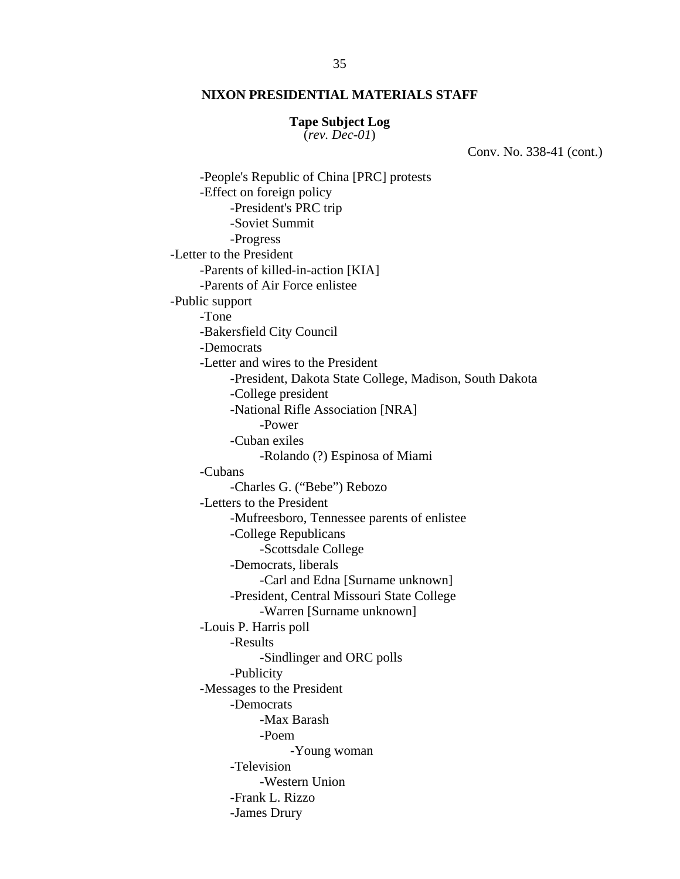**NIXON PRESIDENTIAL MATERIALS STAFF**

**Tape Subject Log**
(*rev. Dec-01*)

Conv. No. 338-41 (cont.)

- -People's Republic of China [PRC] protests
- -Effect on foreign policy
    - -President's PRC trip
    - -Soviet Summit
    - -Progress
- -Letter to the President
    - -Parents of killed-in-action [KIA]
    - -Parents of Air Force enlistee
- -Public support
    - -Tone
    - -Bakersfield City Council
    - -Democrats
    - -Letter and wires to the President
        - -President, Dakota State College, Madison, South Dakota
        - -College president
        - -National Rifle Association [NRA]
            - -Power
        - -Cuban exiles
            - -Rolando (?) Espinosa of Miami
    - -Cubans
        - -Charles G. ("Bebe") Rebozo
    - -Letters to the President
        - -Mufreesboro, Tennessee parents of enlistee
        - -College Republicans
            - -Scottsdale College
        - -Democrats, liberals
            - -Carl and Edna [Surname unknown]
        - -President, Central Missouri State College
            - -Warren [Surname unknown]
    - -Louis P. Harris poll
        - -Results
            - -Sindlinger and ORC polls
        - -Publicity
    - -Messages to the President
        - -Democrats
            - -Max Barash
            - -Poem
                - -Young woman
        - -Television
            - -Western Union
        - -Frank L. Rizzo
        - -James Drury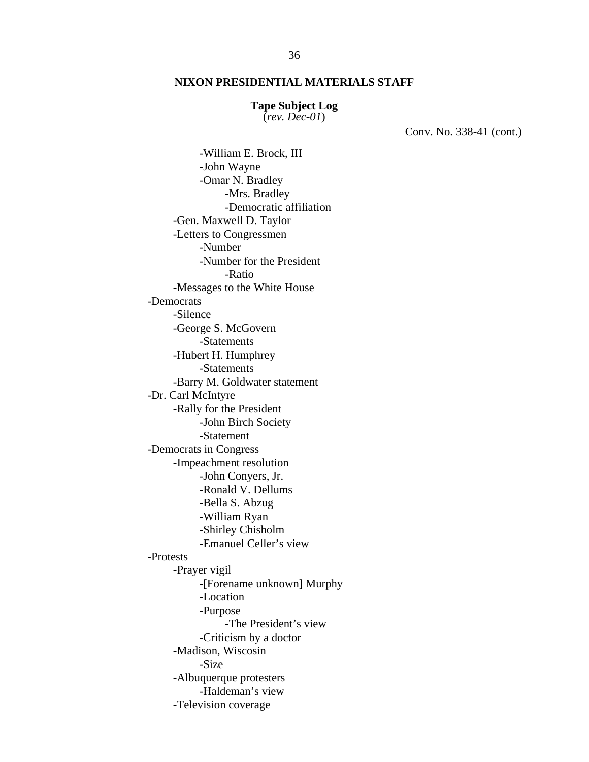**NIXON PRESIDENTIAL MATERIALS STAFF**

**Tape Subject Log**
(*rev. Dec-01*)

Conv. No. 338-41 (cont.)

- -William E. Brock, III
- -John Wayne
- -Omar N. Bradley
    - -Mrs. Bradley
    - -Democratic affiliation
- -Gen. Maxwell D. Taylor
- -Letters to Congressmen
    - -Number
    - -Number for the President
        - -Ratio
- -Messages to the White House

-Democrats
- -Silence
- -George S. McGovern
    - -Statements
- -Hubert H. Humphrey
    - -Statements
- -Barry M. Goldwater statement

-Dr. Carl McIntyre
- -Rally for the President
    - -John Birch Society
    - -Statement

-Democrats in Congress
- -Impeachment resolution
    - -John Conyers, Jr.
    - -Ronald V. Dellums
    - -Bella S. Abzug
    - -William Ryan
    - -Shirley Chisholm
    - -Emanuel Celler's view

-Protests
- -Prayer vigil
    - -[Forename unknown] Murphy
    - -Location
    - -Purpose
        - -The President's view
    - -Criticism by a doctor
- -Madison, Wiscosin
    - -Size
- -Albuquerque protesters
    - -Haldeman's view
- -Television coverage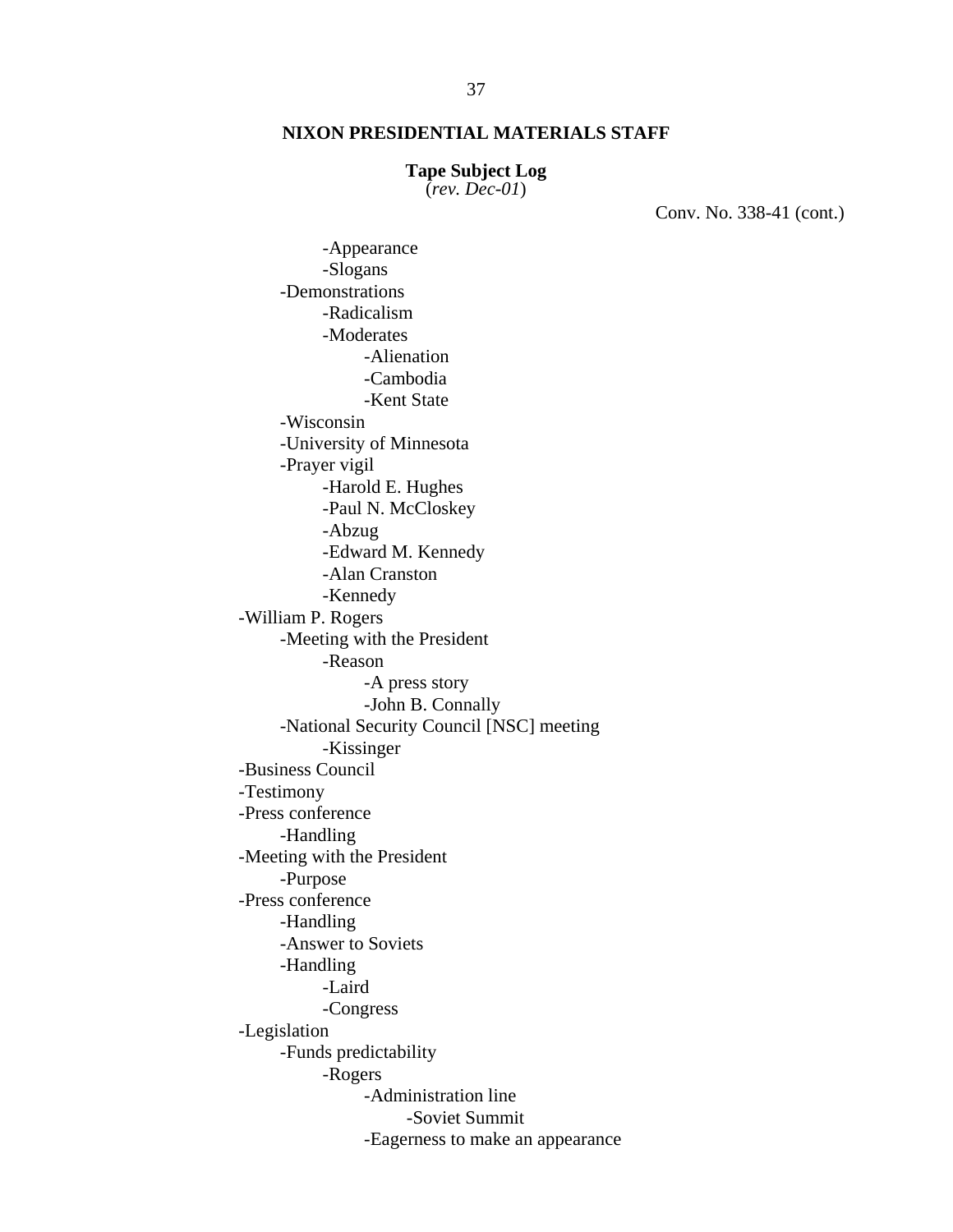**NIXON PRESIDENTIAL MATERIALS STAFF**

**Tape Subject Log**
(*rev. Dec-01*)

Conv. No. 338-41 (cont.)

- -Appearance
- -Slogans
- -Demonstrations
  - -Radicalism
  - -Moderates
    - -Alienation
    - -Cambodia
    - -Kent State
- -Wisconsin
- -University of Minnesota
- -Prayer vigil
  - -Harold E. Hughes
  - -Paul N. McCloskey
  - -Abzug
  - -Edward M. Kennedy
  - -Alan Cranston
  - -Kennedy

-William P. Rogers
- -Meeting with the President
  - -Reason
    - -A press story
    - -John B. Connally
- -National Security Council [NSC] meeting
  - -Kissinger

-Business Council

-Testimony

-Press conference
- -Handling

-Meeting with the President
- -Purpose

-Press conference
- -Handling
- -Answer to Soviets
- -Handling
  - -Laird
  - -Congress

-Legislation
- -Funds predictability
  - -Rogers
    - -Administration line
      - -Soviet Summit
    - -Eagerness to make an appearance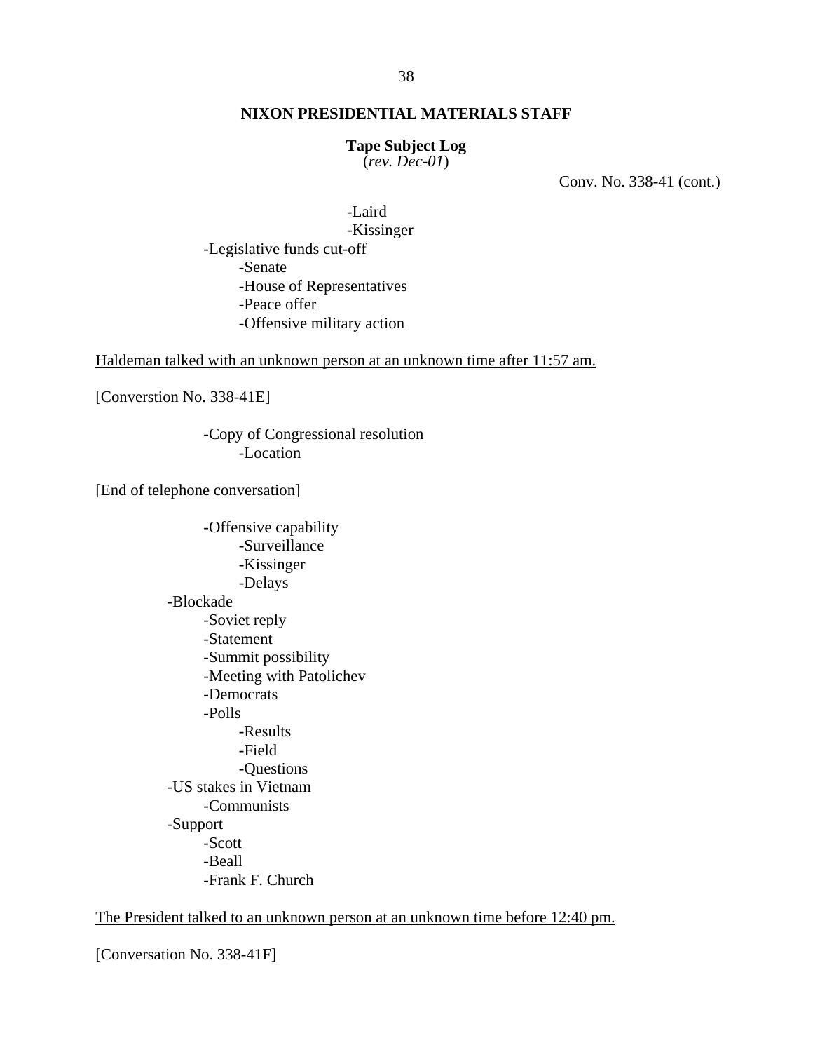**NIXON PRESIDENTIAL MATERIALS STAFF**

**Tape Subject Log**
(*rev. Dec-01*)

Conv. No. 338-41 (cont.)

- -Laird
- -Kissinger
- -Legislative funds cut-off
  - -Senate
  - -House of Representatives
  - -Peace offer
  - -Offensive military action

<u>Haldeman talked with an unknown person at an unknown time after 11:57 am.</u>

[Converstion No. 338-41E]

- -Copy of Congressional resolution
  - -Location

[End of telephone conversation]

- -Offensive capability
  - -Surveillance
  - -Kissinger
  - -Delays
- -Blockade
  - -Soviet reply
  - -Statement
  - -Summit possibility
  - -Meeting with Patolichev
  - -Democrats
  - -Polls
    - -Results
    - -Field
    - -Questions
- -US stakes in Vietnam
  - -Communists
- -Support
  - -Scott
  - -Beall
  - -Frank F. Church

<u>The President talked to an unknown person at an unknown time before 12:40 pm.</u>

[Conversation No. 338-41F]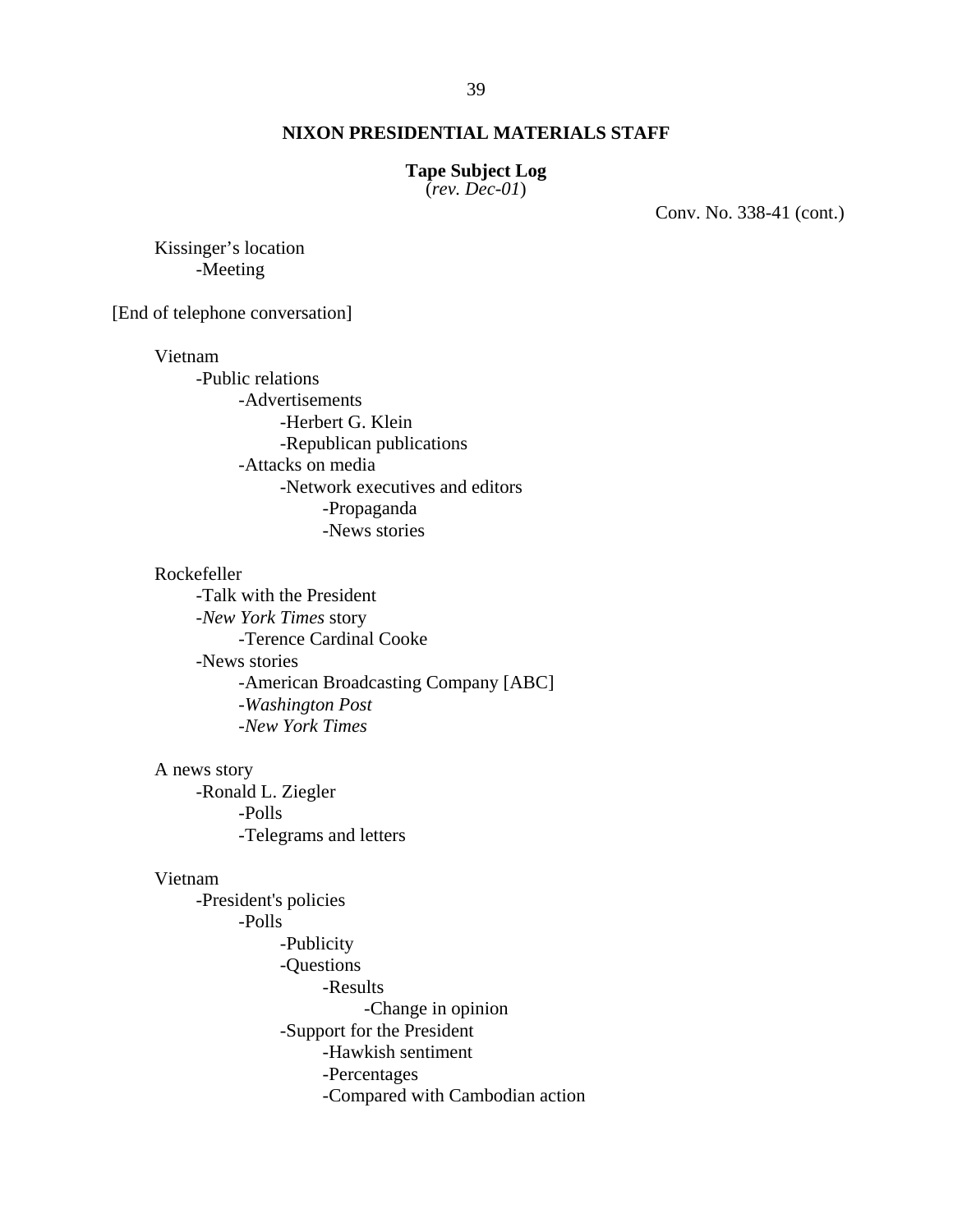## NIXON PRESIDENTIAL MATERIALS STAFF

**Tape Subject Log**
(*rev. Dec-01*)

Conv. No. 338-41 (cont.)

- Kissinger's location
  - -Meeting

[End of telephone conversation]

- Vietnam
  - -Public relations
    - -Advertisements
      - -Herbert G. Klein
      - -Republican publications
    - -Attacks on media
      - -Network executives and editors
        - -Propaganda
        - -News stories

- Rockefeller
  - -Talk with the President
  - -*New York Times* story
    - -Terence Cardinal Cooke
  - -News stories
    - -American Broadcasting Company [ABC]
    - -*Washington Post*
    - -*New York Times*

- A news story
  - -Ronald L. Ziegler
    - -Polls
    - -Telegrams and letters

- Vietnam
  - -President's policies
    - -Polls
      - -Publicity
      - -Questions
        - -Results
          - -Change in opinion
      - -Support for the President
        - -Hawkish sentiment
        - -Percentages
        - -Compared with Cambodian action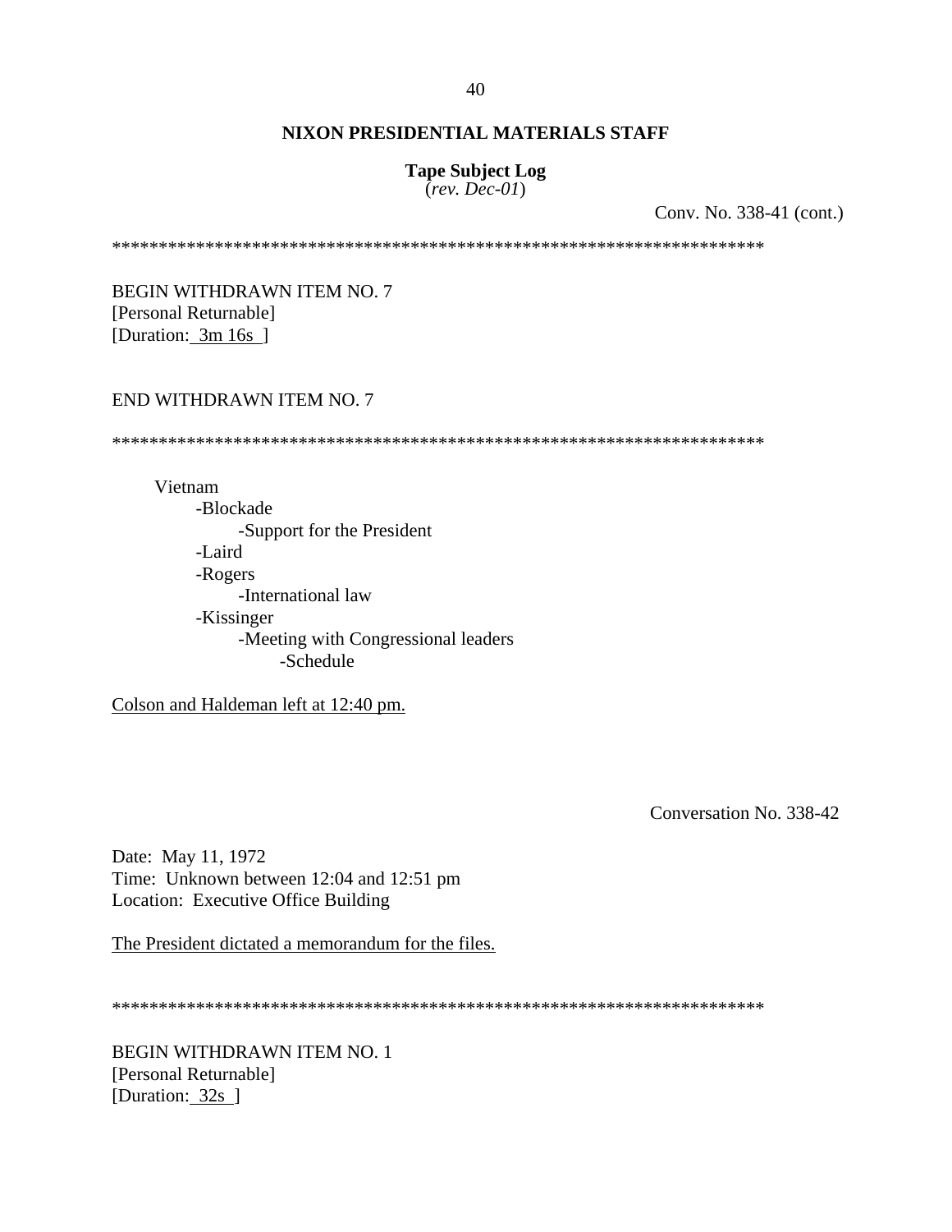**NIXON PRESIDENTIAL MATERIALS STAFF**

**Tape Subject Log**
(*rev. Dec-01*)

Conv. No. 338-41 (cont.)

*************************************************************************

BEGIN WITHDRAWN ITEM NO. 7
[Personal Returnable]
[Duration: 3m 16s ]

END WITHDRAWN ITEM NO. 7

*************************************************************************

- Vietnam
  - -Blockade
    - -Support for the President
  - -Laird
  - -Rogers
    - -International law
  - -Kissinger
    - -Meeting with Congressional leaders
      - -Schedule

Colson and Haldeman left at 12:40 pm.

Conversation No. 338-42

Date: May 11, 1972
Time: Unknown between 12:04 and 12:51 pm
Location: Executive Office Building

The President dictated a memorandum for the files.

*************************************************************************

BEGIN WITHDRAWN ITEM NO. 1
[Personal Returnable]
[Duration: 32s ]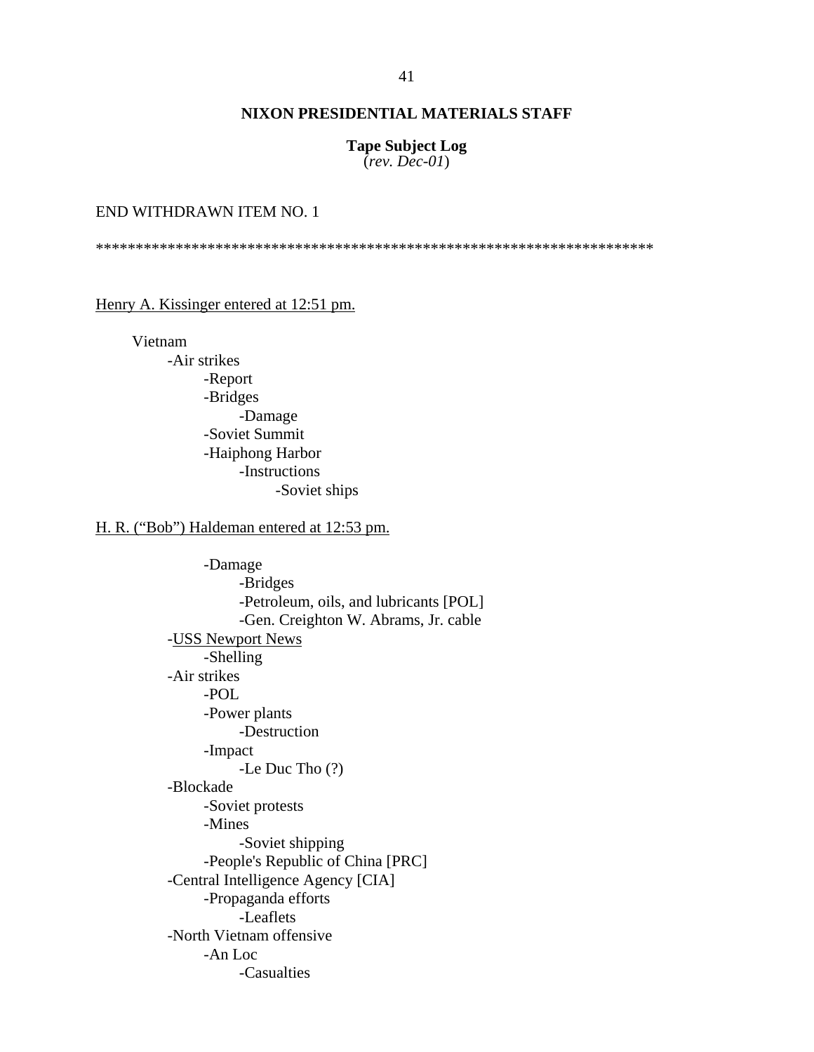**NIXON PRESIDENTIAL MATERIALS STAFF**

**Tape Subject Log**
(*rev. Dec-01*)

END WITHDRAWN ITEM NO. 1

**********************************************************************

Henry A. Kissinger entered at 12:51 pm.

- Vietnam
    - -Air strikes
        - -Report
        - -Bridges
            - -Damage
        - -Soviet Summit
        - -Haiphong Harbor
            - -Instructions
                - -Soviet ships

H. R. ("Bob") Haldeman entered at 12:53 pm.

- 
    - 
        - -Damage
            - -Bridges
            - -Petroleum, oils, and lubricants [POL]
            - -Gen. Creighton W. Abrams, Jr. cable
    - -USS Newport News
        - -Shelling
    - -Air strikes
        - -POL
        - -Power plants
            - -Destruction
        - -Impact
            - -Le Duc Tho (?)
    - -Blockade
        - -Soviet protests
        - -Mines
            - -Soviet shipping
        - -People's Republic of China [PRC]
    - -Central Intelligence Agency [CIA]
        - -Propaganda efforts
            - -Leaflets
    - -North Vietnam offensive
        - -An Loc
            - -Casualties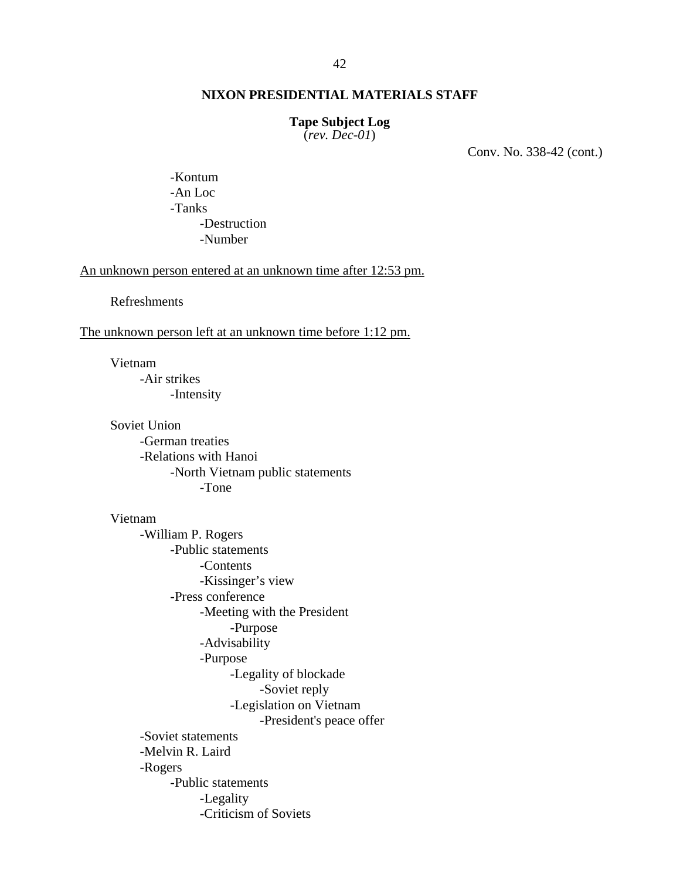**NIXON PRESIDENTIAL MATERIALS STAFF**

**Tape Subject Log**
(*rev. Dec-01*)

Conv. No. 338-42 (cont.)

- -Kontum
- -An Loc
- -Tanks
  - -Destruction
  - -Number

An unknown person entered at an unknown time after 12:53 pm.

Refreshments

The unknown person left at an unknown time before 1:12 pm.

Vietnam
- -Air strikes
  - -Intensity

Soviet Union
- -German treaties
- -Relations with Hanoi
  - -North Vietnam public statements
    - -Tone

Vietnam
- -William P. Rogers
  - -Public statements
    - -Contents
    - -Kissinger's view
  - -Press conference
    - -Meeting with the President
      - -Purpose
    - -Advisability
    - -Purpose
      - -Legality of blockade
        - -Soviet reply
      - -Legislation on Vietnam
        - -President's peace offer
- -Soviet statements
- -Melvin R. Laird
- -Rogers
  - -Public statements
    - -Legality
    - -Criticism of Soviets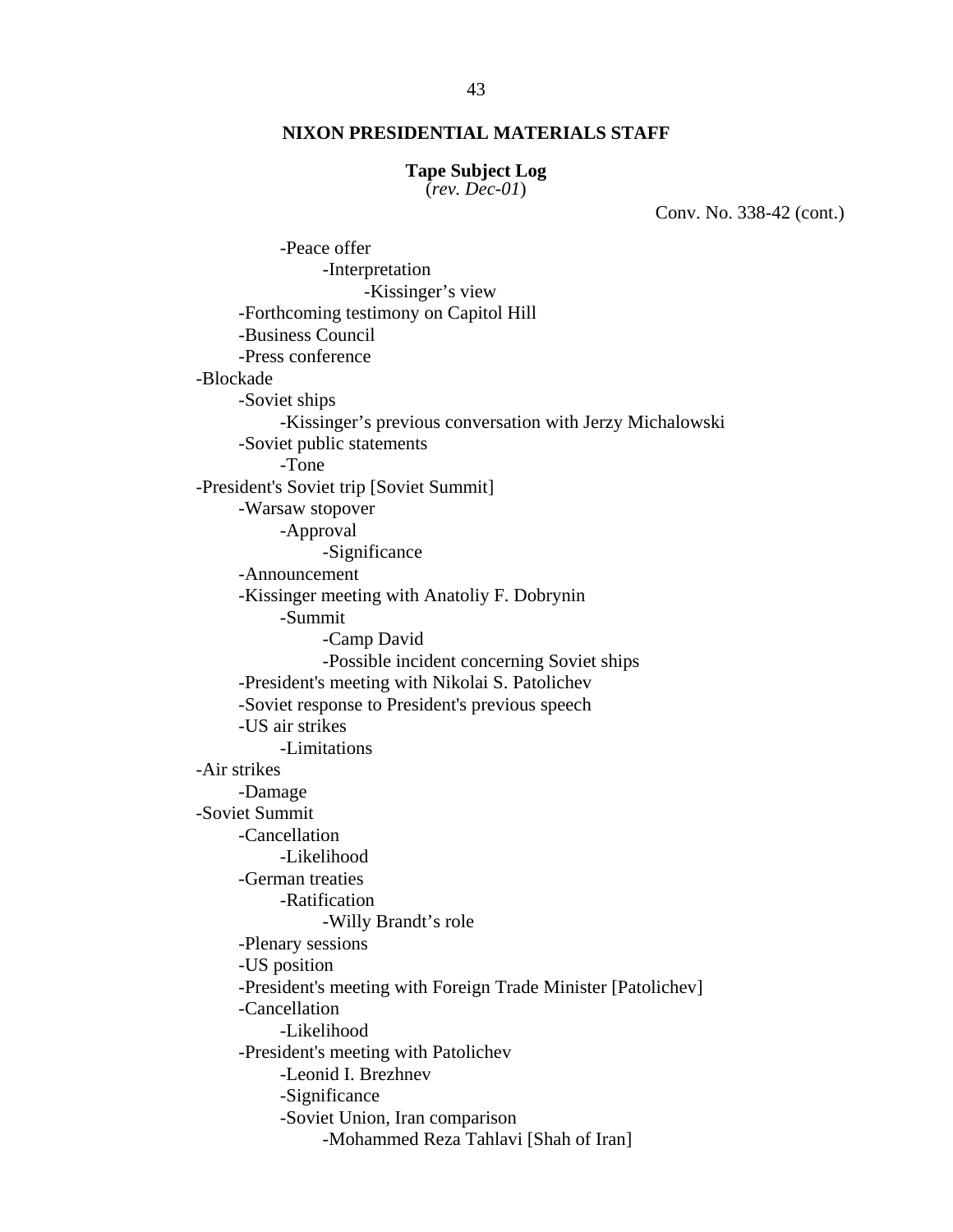**NIXON PRESIDENTIAL MATERIALS STAFF**

**Tape Subject Log**
(*rev. Dec-01*)

Conv. No. 338-42 (cont.)

- -Peace offer
  - -Interpretation
    - -Kissinger's view
- -Forthcoming testimony on Capitol Hill
- -Business Council
- -Press conference

-Blockade
- -Soviet ships
  - -Kissinger's previous conversation with Jerzy Michalowski
- -Soviet public statements
  - -Tone

-President's Soviet trip [Soviet Summit]
- -Warsaw stopover
  - -Approval
    - -Significance
- -Announcement
- -Kissinger meeting with Anatoliy F. Dobrynin
  - -Summit
    - -Camp David
    - -Possible incident concerning Soviet ships
- -President's meeting with Nikolai S. Patolichev
- -Soviet response to President's previous speech
- -US air strikes
  - -Limitations

-Air strikes
- -Damage

-Soviet Summit
- -Cancellation
  - -Likelihood
- -German treaties
  - -Ratification
    - -Willy Brandt's role
- -Plenary sessions
- -US position
- -President's meeting with Foreign Trade Minister [Patolichev]
- -Cancellation
  - -Likelihood
- -President's meeting with Patolichev
  - -Leonid I. Brezhnev
  - -Significance
  - -Soviet Union, Iran comparison
    - -Mohammed Reza Tahlavi [Shah of Iran]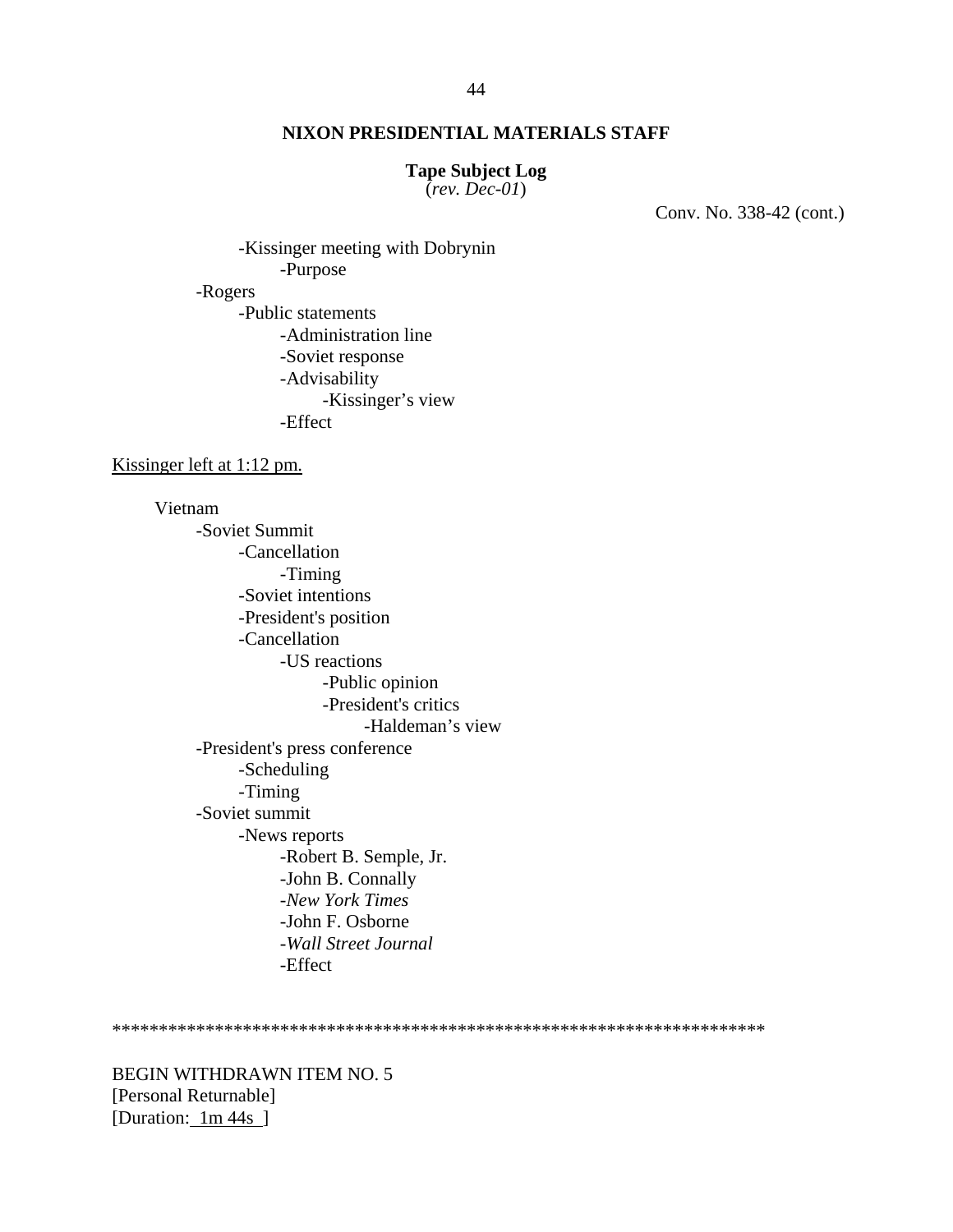**NIXON PRESIDENTIAL MATERIALS STAFF**

**Tape Subject Log**
(*rev. Dec-01*)

Conv. No. 338-42 (cont.)

- -Kissinger meeting with Dobrynin
    - -Purpose
- -Rogers
    - -Public statements
        - -Administration line
        - -Soviet response
        - -Advisability
            - -Kissinger's view
        - -Effect

<u>Kissinger left at 1:12 pm.</u>

Vietnam
- -Soviet Summit
    - -Cancellation
        - -Timing
    - -Soviet intentions
    - -President's position
    - -Cancellation
        - -US reactions
            - -Public opinion
            - -President's critics
                - -Haldeman's view
- -President's press conference
    - -Scheduling
    - -Timing
- -Soviet summit
    - -News reports
        - -Robert B. Semple, Jr.
        - -John B. Connally
        - -*New York Times*
        - -John F. Osborne
        - -*Wall Street Journal*
        - -Effect

**********************************************************************

BEGIN WITHDRAWN ITEM NO. 5
[Personal Returnable]
[Duration: <u>1m 44s</u> ]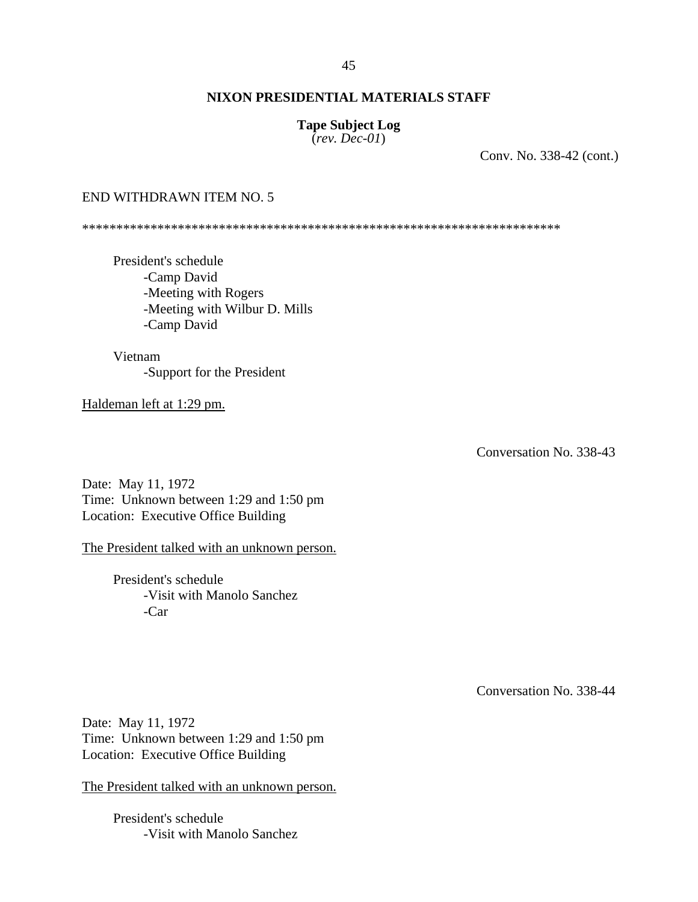**NIXON PRESIDENTIAL MATERIALS STAFF**

**Tape Subject Log**
(*rev. Dec-01*)

Conv. No. 338-42 (cont.)

END WITHDRAWN ITEM NO. 5

*********************************************************************

President's schedule
- Camp David
- Meeting with Rogers
- Meeting with Wilbur D. Mills
- Camp David

Vietnam
- Support for the President

Haldeman left at 1:29 pm.

Conversation No. 338-43

Date: May 11, 1972
Time: Unknown between 1:29 and 1:50 pm
Location: Executive Office Building

The President talked with an unknown person.

President's schedule
- Visit with Manolo Sanchez
- Car

Conversation No. 338-44

Date: May 11, 1972
Time: Unknown between 1:29 and 1:50 pm
Location: Executive Office Building

The President talked with an unknown person.

President's schedule
- Visit with Manolo Sanchez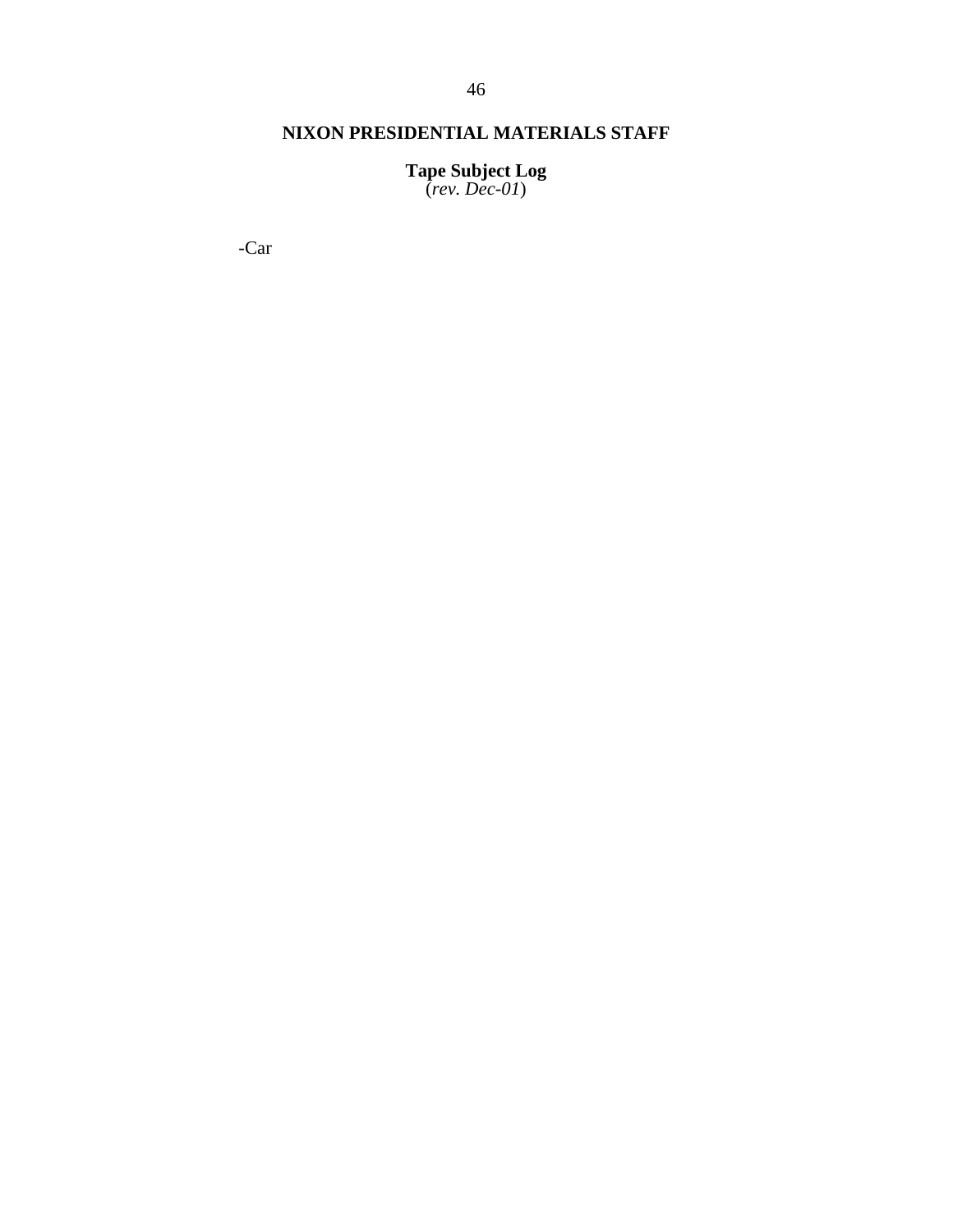-Car